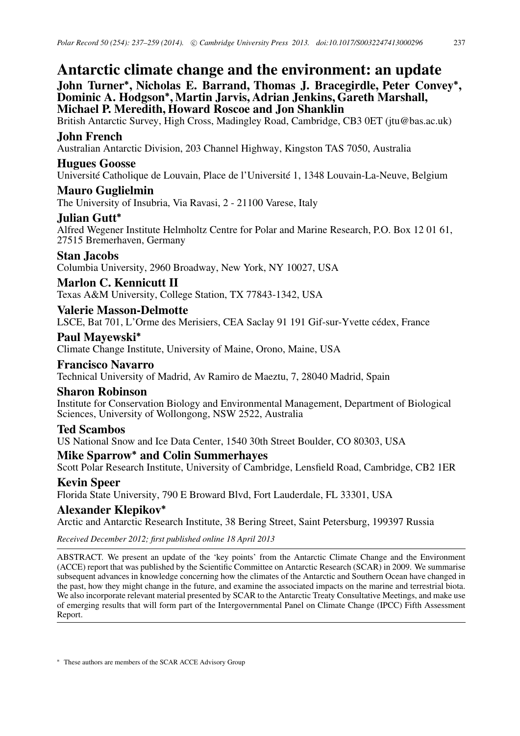# Antarctic climate change and the environment: an update

**John Turner\*, Nicholas E. Barrand, Thomas J. Bracegirdle, Peter Convey\*, Dominic A. Hodgson\*, Martin Jarvis, Adrian Jenkins, Gareth Marshall, Michael P. Meredith, Howard Roscoe and Jon Shanklin**
British Antarctic Survey, High Cross, Madingley Road, Cambridge, CB3 0ET (jtu@bas.ac.uk)

**John French**
Australian Antarctic Division, 203 Channel Highway, Kingston TAS 7050, Australia

**Hugues Goosse**
Université Catholique de Louvain, Place de l'Université 1, 1348 Louvain-La-Neuve, Belgium

**Mauro Guglielmin**
The University of Insubria, Via Ravasi, 2 - 21100 Varese, Italy

**Julian Gutt\***
Alfred Wegener Institute Helmholtz Centre for Polar and Marine Research, P.O. Box 12 01 61, 27515 Bremerhaven, Germany

**Stan Jacobs**
Columbia University, 2960 Broadway, New York, NY 10027, USA

**Marlon C. Kennicutt II**
Texas A&M University, College Station, TX 77843-1342, USA

**Valerie Masson-Delmotte**
LSCE, Bat 701, L'Orme des Merisiers, CEA Saclay 91 191 Gif-sur-Yvette cédex, France

**Paul Mayewski\***
Climate Change Institute, University of Maine, Orono, Maine, USA

**Francisco Navarro**
Technical University of Madrid, Av Ramiro de Maeztu, 7, 28040 Madrid, Spain

**Sharon Robinson**
Institute for Conservation Biology and Environmental Management, Department of Biological Sciences, University of Wollongong, NSW 2522, Australia

**Ted Scambos**
US National Snow and Ice Data Center, 1540 30th Street Boulder, CO 80303, USA

**Mike Sparrow\* and Colin Summerhayes**
Scott Polar Research Institute, University of Cambridge, Lensfield Road, Cambridge, CB2 1ER

**Kevin Speer**
Florida State University, 790 E Broward Blvd, Fort Lauderdale, FL 33301, USA

**Alexander Klepikov\***
Arctic and Antarctic Research Institute, 38 Bering Street, Saint Petersburg, 199397 Russia

*Received December 2012; first published online 18 April 2013*

ABSTRACT. We present an update of the 'key points' from the Antarctic Climate Change and the Environment (ACCE) report that was published by the Scientific Committee on Antarctic Research (SCAR) in 2009. We summarise subsequent advances in knowledge concerning how the climates of the Antarctic and Southern Ocean have changed in the past, how they might change in the future, and examine the associated impacts on the marine and terrestrial biota. We also incorporate relevant material presented by SCAR to the Antarctic Treaty Consultative Meetings, and make use of emerging results that will form part of the Intergovernmental Panel on Climate Change (IPCC) Fifth Assessment Report.

\* These authors are members of the SCAR ACCE Advisory Group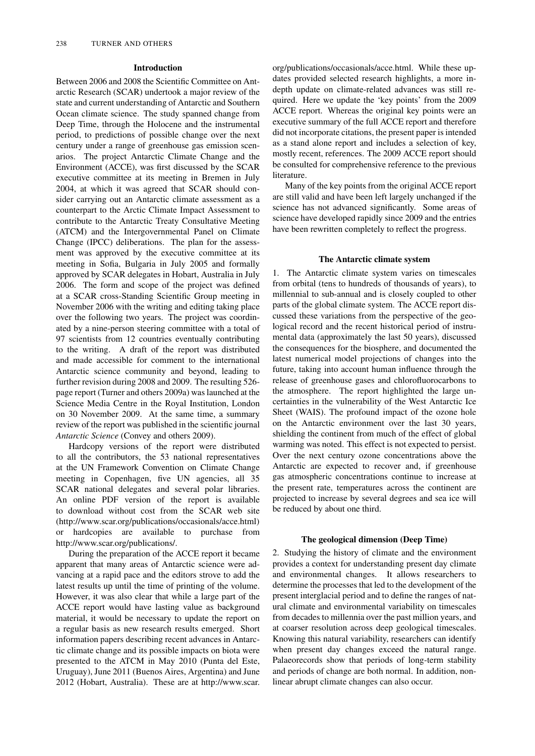## Introduction

Between 2006 and 2008 the Scientific Committee on Antarctic Research (SCAR) undertook a major review of the state and current understanding of Antarctic and Southern Ocean climate science. The study spanned change from Deep Time, through the Holocene and the instrumental period, to predictions of possible change over the next century under a range of greenhouse gas emission scenarios. The project Antarctic Climate Change and the Environment (ACCE), was first discussed by the SCAR executive committee at its meeting in Bremen in July 2004, at which it was agreed that SCAR should consider carrying out an Antarctic climate assessment as a counterpart to the Arctic Climate Impact Assessment to contribute to the Antarctic Treaty Consultative Meeting (ATCM) and the Intergovernmental Panel on Climate Change (IPCC) deliberations. The plan for the assessment was approved by the executive committee at its meeting in Sofia, Bulgaria in July 2005 and formally approved by SCAR delegates in Hobart, Australia in July 2006. The form and scope of the project was defined at a SCAR cross-Standing Scientific Group meeting in November 2006 with the writing and editing taking place over the following two years. The project was coordinated by a nine-person steering committee with a total of 97 scientists from 12 countries eventually contributing to the writing. A draft of the report was distributed and made accessible for comment to the international Antarctic science community and beyond, leading to further revision during 2008 and 2009. The resulting 526-page report (Turner and others 2009a) was launched at the Science Media Centre in the Royal Institution, London on 30 November 2009. At the same time, a summary review of the report was published in the scientific journal *Antarctic Science* (Convey and others 2009).

Hardcopy versions of the report were distributed to all the contributors, the 53 national representatives at the UN Framework Convention on Climate Change meeting in Copenhagen, five UN agencies, all 35 SCAR national delegates and several polar libraries. An online PDF version of the report is available to download without cost from the SCAR web site (http://www.scar.org/publications/occasionals/acce.html) or hardcopies are available to purchase from http://www.scar.org/publications/.

During the preparation of the ACCE report it became apparent that many areas of Antarctic science were advancing at a rapid pace and the editors strove to add the latest results up until the time of printing of the volume. However, it was also clear that while a large part of the ACCE report would have lasting value as background material, it would be necessary to update the report on a regular basis as new research results emerged. Short information papers describing recent advances in Antarctic climate change and its possible impacts on biota were presented to the ATCM in May 2010 (Punta del Este, Uruguay), June 2011 (Buenos Aires, Argentina) and June 2012 (Hobart, Australia). These are at http://www.scar.org/publications/occasionals/acce.html. While these updates provided selected research highlights, a more in-depth update on climate-related advances was still required. Here we update the 'key points' from the 2009 ACCE report. Whereas the original key points were an executive summary of the full ACCE report and therefore did not incorporate citations, the present paper is intended as a stand alone report and includes a selection of key, mostly recent, references. The 2009 ACCE report should be consulted for comprehensive reference to the previous literature.

Many of the key points from the original ACCE report are still valid and have been left largely unchanged if the science has not advanced significantly. Some areas of science have developed rapidly since 2009 and the entries have been rewritten completely to reflect the progress.

## The Antarctic climate system

1. The Antarctic climate system varies on timescales from orbital (tens to hundreds of thousands of years), to millennial to sub-annual and is closely coupled to other parts of the global climate system. The ACCE report discussed these variations from the perspective of the geological record and the recent historical period of instrumental data (approximately the last 50 years), discussed the consequences for the biosphere, and documented the latest numerical model projections of changes into the future, taking into account human influence through the release of greenhouse gases and chlorofluorocarbons to the atmosphere. The report highlighted the large uncertainties in the vulnerability of the West Antarctic Ice Sheet (WAIS). The profound impact of the ozone hole on the Antarctic environment over the last 30 years, shielding the continent from much of the effect of global warming was noted. This effect is not expected to persist. Over the next century ozone concentrations above the Antarctic are expected to recover and, if greenhouse gas atmospheric concentrations continue to increase at the present rate, temperatures across the continent are projected to increase by several degrees and sea ice will be reduced by about one third.

## The geological dimension (Deep Time)

2. Studying the history of climate and the environment provides a context for understanding present day climate and environmental changes. It allows researchers to determine the processes that led to the development of the present interglacial period and to define the ranges of natural climate and environmental variability on timescales from decades to millennia over the past million years, and at coarser resolution across deep geological timescales. Knowing this natural variability, researchers can identify when present day changes exceed the natural range. Palaeorecords show that periods of long-term stability and periods of change are both normal. In addition, non-linear abrupt climate changes can also occur.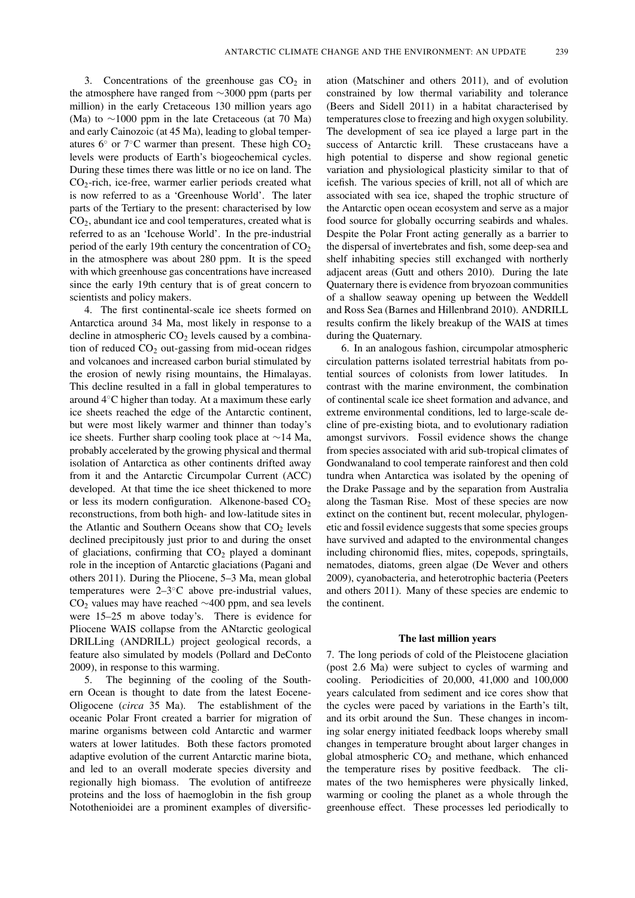3. Concentrations of the greenhouse gas $CO_2$ in the atmosphere have ranged from ~3000 ppm (parts per million) in the early Cretaceous 130 million years ago (Ma) to ~1000 ppm in the late Cretaceous (at 70 Ma) and early Cainozoic (at 45 Ma), leading to global temperatures 6° or 7°C warmer than present. These high $CO_2$ levels were products of Earth's biogeochemical cycles. During these times there was little or no ice on land. The $CO_2$-rich, ice-free, warmer earlier periods created what is now referred to as a 'Greenhouse World'. The later parts of the Tertiary to the present: characterised by low $CO_2$, abundant ice and cool temperatures, created what is referred to as an 'Icehouse World'. In the pre-industrial period of the early 19th century the concentration of $CO_2$ in the atmosphere was about 280 ppm. It is the speed with which greenhouse gas concentrations have increased since the early 19th century that is of great concern to scientists and policy makers.

4. The first continental-scale ice sheets formed on Antarctica around 34 Ma, most likely in response to a decline in atmospheric $CO_2$ levels caused by a combination of reduced $CO_2$ out-gassing from mid-ocean ridges and volcanoes and increased carbon burial stimulated by the erosion of newly rising mountains, the Himalayas. This decline resulted in a fall in global temperatures to around 4°C higher than today. At a maximum these early ice sheets reached the edge of the Antarctic continent, but were most likely warmer and thinner than today's ice sheets. Further sharp cooling took place at ~14 Ma, probably accelerated by the growing physical and thermal isolation of Antarctica as other continents drifted away from it and the Antarctic Circumpolar Current (ACC) developed. At that time the ice sheet thickened to more or less its modern configuration. Alkenone-based $CO_2$ reconstructions, from both high- and low-latitude sites in the Atlantic and Southern Oceans show that $CO_2$ levels declined precipitously just prior to and during the onset of glaciations, confirming that $CO_2$ played a dominant role in the inception of Antarctic glaciations (Pagani and others 2011). During the Pliocene, 5–3 Ma, mean global temperatures were 2–3°C above pre-industrial values, $CO_2$ values may have reached ~400 ppm, and sea levels were 15–25 m above today's. There is evidence for Pliocene WAIS collapse from the ANtarctic geological DRILLing (ANDRILL) project geological records, a feature also simulated by models (Pollard and DeConto 2009), in response to this warming.

5. The beginning of the cooling of the Southern Ocean is thought to date from the latest Eocene-Oligocene (*circa* 35 Ma). The establishment of the oceanic Polar Front created a barrier for migration of marine organisms between cold Antarctic and warmer waters at lower latitudes. Both these factors promoted adaptive evolution of the current Antarctic marine biota, and led to an overall moderate species diversity and regionally high biomass. The evolution of antifreeze proteins and the loss of haemoglobin in the fish group Notothenioidei are a prominent examples of diversification (Matschiner and others 2011), and of evolution constrained by low thermal variability and tolerance (Beers and Sidell 2011) in a habitat characterised by temperatures close to freezing and high oxygen solubility. The development of sea ice played a large part in the success of Antarctic krill. These crustaceans have a high potential to disperse and show regional genetic variation and physiological plasticity similar to that of icefish. The various species of krill, not all of which are associated with sea ice, shaped the trophic structure of the Antarctic open ocean ecosystem and serve as a major food source for globally occurring seabirds and whales. Despite the Polar Front acting generally as a barrier to the dispersal of invertebrates and fish, some deep-sea and shelf inhabiting species still exchanged with northerly adjacent areas (Gutt and others 2010). During the late Quaternary there is evidence from bryozoan communities of a shallow seaway opening up between the Weddell and Ross Sea (Barnes and Hillenbrand 2010). ANDRILL results confirm the likely breakup of the WAIS at times during the Quaternary.

6. In an analogous fashion, circumpolar atmospheric circulation patterns isolated terrestrial habitats from potential sources of colonists from lower latitudes. In contrast with the marine environment, the combination of continental scale ice sheet formation and advance, and extreme environmental conditions, led to large-scale decline of pre-existing biota, and to evolutionary radiation amongst survivors. Fossil evidence shows the change from species associated with arid sub-tropical climates of Gondwanaland to cool temperate rainforest and then cold tundra when Antarctica was isolated by the opening of the Drake Passage and by the separation from Australia along the Tasman Rise. Most of these species are now extinct on the continent but, recent molecular, phylogenetic and fossil evidence suggests that some species groups have survived and adapted to the environmental changes including chironomid flies, mites, copepods, springtails, nematodes, diatoms, green algae (De Wever and others 2009), cyanobacteria, and heterotrophic bacteria (Peeters and others 2011). Many of these species are endemic to the continent.

### The last million years

7. The long periods of cold of the Pleistocene glaciation (post 2.6 Ma) were subject to cycles of warming and cooling. Periodicities of 20,000, 41,000 and 100,000 years calculated from sediment and ice cores show that the cycles were paced by variations in the Earth's tilt, and its orbit around the Sun. These changes in incoming solar energy initiated feedback loops whereby small changes in temperature brought about larger changes in global atmospheric $CO_2$ and methane, which enhanced the temperature rises by positive feedback. The climates of the two hemispheres were physically linked, warming or cooling the planet as a whole through the greenhouse effect. These processes led periodically to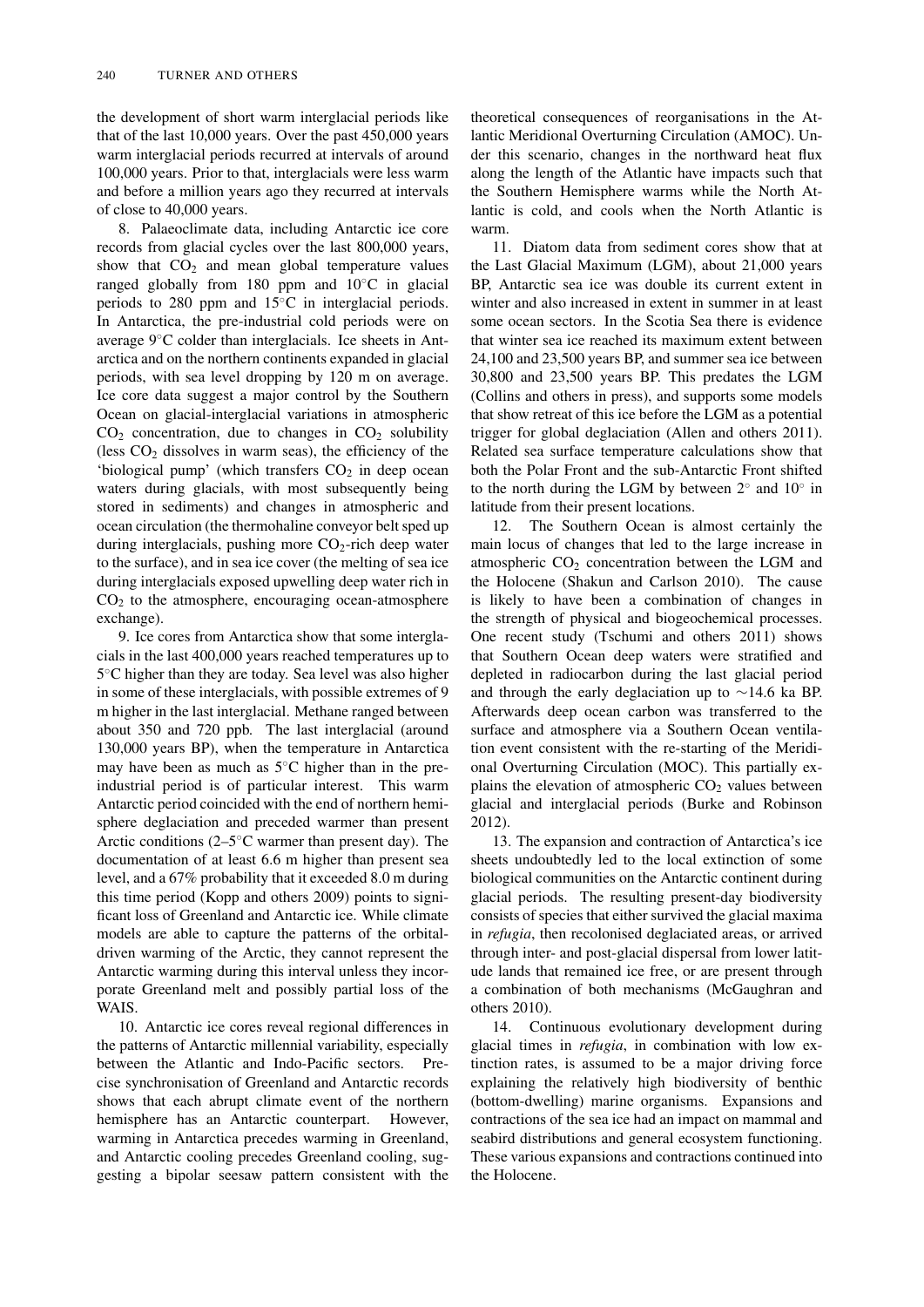the development of short warm interglacial periods like that of the last 10,000 years. Over the past 450,000 years warm interglacial periods recurred at intervals of around 100,000 years. Prior to that, interglacials were less warm and before a million years ago they recurred at intervals of close to 40,000 years.

8. Palaeoclimate data, including Antarctic ice core records from glacial cycles over the last 800,000 years, show that $CO_2$ and mean global temperature values ranged globally from 180 ppm and 10°C in glacial periods to 280 ppm and 15°C in interglacial periods. In Antarctica, the pre-industrial cold periods were on average 9°C colder than interglacials. Ice sheets in Antarctica and on the northern continents expanded in glacial periods, with sea level dropping by 120 m on average. Ice core data suggest a major control by the Southern Ocean on glacial-interglacial variations in atmospheric $CO_2$ concentration, due to changes in $CO_2$ solubility (less $CO_2$ dissolves in warm seas), the efficiency of the 'biological pump' (which transfers $CO_2$ in deep ocean waters during glacials, with most subsequently being stored in sediments) and changes in atmospheric and ocean circulation (the thermohaline conveyor belt sped up during interglacials, pushing more $CO_2$-rich deep water to the surface), and in sea ice cover (the melting of sea ice during interglacials exposed upwelling deep water rich in $CO_2$ to the atmosphere, encouraging ocean-atmosphere exchange).

9. Ice cores from Antarctica show that some interglacials in the last 400,000 years reached temperatures up to 5°C higher than they are today. Sea level was also higher in some of these interglacials, with possible extremes of 9 m higher in the last interglacial. Methane ranged between about 350 and 720 ppb. The last interglacial (around 130,000 years BP), when the temperature in Antarctica may have been as much as 5°C higher than in the pre-industrial period is of particular interest. This warm Antarctic period coincided with the end of northern hemisphere deglaciation and preceded warmer than present Arctic conditions (2–5°C warmer than present day). The documentation of at least 6.6 m higher than present sea level, and a 67% probability that it exceeded 8.0 m during this time period (Kopp and others 2009) points to significant loss of Greenland and Antarctic ice. While climate models are able to capture the patterns of the orbital-driven warming of the Arctic, they cannot represent the Antarctic warming during this interval unless they incorporate Greenland melt and possibly partial loss of the WAIS.

10. Antarctic ice cores reveal regional differences in the patterns of Antarctic millennial variability, especially between the Atlantic and Indo-Pacific sectors. Precise synchronisation of Greenland and Antarctic records shows that each abrupt climate event of the northern hemisphere has an Antarctic counterpart. However, warming in Antarctica precedes warming in Greenland, and Antarctic cooling precedes Greenland cooling, suggesting a bipolar seesaw pattern consistent with the theoretical consequences of reorganisations in the Atlantic Meridional Overturning Circulation (AMOC). Under this scenario, changes in the northward heat flux along the length of the Atlantic have impacts such that the Southern Hemisphere warms while the North Atlantic is cold, and cools when the North Atlantic is warm.

11. Diatom data from sediment cores show that at the Last Glacial Maximum (LGM), about 21,000 years BP, Antarctic sea ice was double its current extent in winter and also increased in extent in summer in at least some ocean sectors. In the Scotia Sea there is evidence that winter sea ice reached its maximum extent between 24,100 and 23,500 years BP, and summer sea ice between 30,800 and 23,500 years BP. This predates the LGM (Collins and others in press), and supports some models that show retreat of this ice before the LGM as a potential trigger for global deglaciation (Allen and others 2011). Related sea surface temperature calculations show that both the Polar Front and the sub-Antarctic Front shifted to the north during the LGM by between 2° and 10° in latitude from their present locations.

12. The Southern Ocean is almost certainly the main locus of changes that led to the large increase in atmospheric $CO_2$ concentration between the LGM and the Holocene (Shakun and Carlson 2010). The cause is likely to have been a combination of changes in the strength of physical and biogeochemical processes. One recent study (Tschumi and others 2011) shows that Southern Ocean deep waters were stratified and depleted in radiocarbon during the last glacial period and through the early deglaciation up to ~14.6 ka BP. Afterwards deep ocean carbon was transferred to the surface and atmosphere via a Southern Ocean ventilation event consistent with the re-starting of the Meridional Overturning Circulation (MOC). This partially explains the elevation of atmospheric $CO_2$ values between glacial and interglacial periods (Burke and Robinson 2012).

13. The expansion and contraction of Antarctica's ice sheets undoubtedly led to the local extinction of some biological communities on the Antarctic continent during glacial periods. The resulting present-day biodiversity consists of species that either survived the glacial maxima in *refugia*, then recolonised deglaciated areas, or arrived through inter- and post-glacial dispersal from lower latitude lands that remained ice free, or are present through a combination of both mechanisms (McGaughran and others 2010).

14. Continuous evolutionary development during glacial times in *refugia*, in combination with low extinction rates, is assumed to be a major driving force explaining the relatively high biodiversity of benthic (bottom-dwelling) marine organisms. Expansions and contractions of the sea ice had an impact on mammal and seabird distributions and general ecosystem functioning. These various expansions and contractions continued into the Holocene.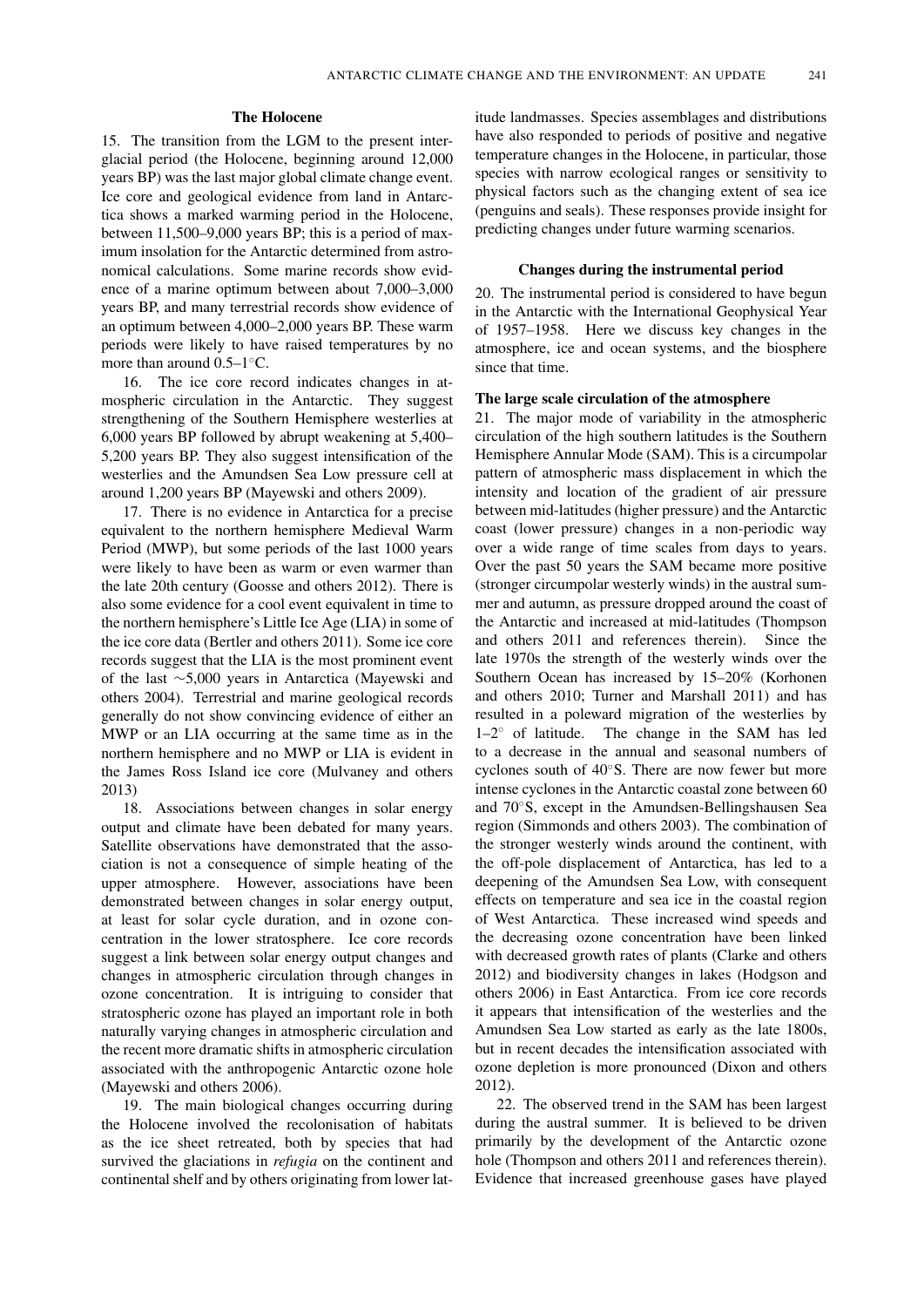## The Holocene

15. The transition from the LGM to the present interglacial period (the Holocene, beginning around 12,000 years BP) was the last major global climate change event. Ice core and geological evidence from land in Antarctica shows a marked warming period in the Holocene, between 11,500–9,000 years BP; this is a period of maximum insolation for the Antarctic determined from astronomical calculations. Some marine records show evidence of a marine optimum between about 7,000–3,000 years BP, and many terrestrial records show evidence of an optimum between 4,000–2,000 years BP. These warm periods were likely to have raised temperatures by no more than around 0.5–1°C.

16. The ice core record indicates changes in atmospheric circulation in the Antarctic. They suggest strengthening of the Southern Hemisphere westerlies at 6,000 years BP followed by abrupt weakening at 5,400–5,200 years BP. They also suggest intensification of the westerlies and the Amundsen Sea Low pressure cell at around 1,200 years BP (Mayewski and others 2009).

17. There is no evidence in Antarctica for a precise equivalent to the northern hemisphere Medieval Warm Period (MWP), but some periods of the last 1000 years were likely to have been as warm or even warmer than the late 20th century (Goosse and others 2012). There is also some evidence for a cool event equivalent in time to the northern hemisphere's Little Ice Age (LIA) in some of the ice core data (Bertler and others 2011). Some ice core records suggest that the LIA is the most prominent event of the last ~5,000 years in Antarctica (Mayewski and others 2004). Terrestrial and marine geological records generally do not show convincing evidence of either an MWP or an LIA occurring at the same time as in the northern hemisphere and no MWP or LIA is evident in the James Ross Island ice core (Mulvaney and others 2013)

18. Associations between changes in solar energy output and climate have been debated for many years. Satellite observations have demonstrated that the association is not a consequence of simple heating of the upper atmosphere. However, associations have been demonstrated between changes in solar energy output, at least for solar cycle duration, and in ozone concentration in the lower stratosphere. Ice core records suggest a link between solar energy output changes and changes in atmospheric circulation through changes in ozone concentration. It is intriguing to consider that stratospheric ozone has played an important role in both naturally varying changes in atmospheric circulation and the recent more dramatic shifts in atmospheric circulation associated with the anthropogenic Antarctic ozone hole (Mayewski and others 2006).

19. The main biological changes occurring during the Holocene involved the recolonisation of habitats as the ice sheet retreated, both by species that had survived the glaciations in *refugia* on the continent and continental shelf and by others originating from lower latitude landmasses. Species assemblages and distributions have also responded to periods of positive and negative temperature changes in the Holocene, in particular, those species with narrow ecological ranges or sensitivity to physical factors such as the changing extent of sea ice (penguins and seals). These responses provide insight for predicting changes under future warming scenarios.

## Changes during the instrumental period

20. The instrumental period is considered to have begun in the Antarctic with the International Geophysical Year of 1957–1958. Here we discuss key changes in the atmosphere, ice and ocean systems, and the biosphere since that time.

### The large scale circulation of the atmosphere

21. The major mode of variability in the atmospheric circulation of the high southern latitudes is the Southern Hemisphere Annular Mode (SAM). This is a circumpolar pattern of atmospheric mass displacement in which the intensity and location of the gradient of air pressure between mid-latitudes (higher pressure) and the Antarctic coast (lower pressure) changes in a non-periodic way over a wide range of time scales from days to years. Over the past 50 years the SAM became more positive (stronger circumpolar westerly winds) in the austral summer and autumn, as pressure dropped around the coast of the Antarctic and increased at mid-latitudes (Thompson and others 2011 and references therein). Since the late 1970s the strength of the westerly winds over the Southern Ocean has increased by 15–20% (Korhonen and others 2010; Turner and Marshall 2011) and has resulted in a poleward migration of the westerlies by 1–2° of latitude. The change in the SAM has led to a decrease in the annual and seasonal numbers of cyclones south of 40°S. There are now fewer but more intense cyclones in the Antarctic coastal zone between 60 and 70°S, except in the Amundsen-Bellingshausen Sea region (Simmonds and others 2003). The combination of the stronger westerly winds around the continent, with the off-pole displacement of Antarctica, has led to a deepening of the Amundsen Sea Low, with consequent effects on temperature and sea ice in the coastal region of West Antarctica. These increased wind speeds and the decreasing ozone concentration have been linked with decreased growth rates of plants (Clarke and others 2012) and biodiversity changes in lakes (Hodgson and others 2006) in East Antarctica. From ice core records it appears that intensification of the westerlies and the Amundsen Sea Low started as early as the late 1800s, but in recent decades the intensification associated with ozone depletion is more pronounced (Dixon and others 2012).

22. The observed trend in the SAM has been largest during the austral summer. It is believed to be driven primarily by the development of the Antarctic ozone hole (Thompson and others 2011 and references therein). Evidence that increased greenhouse gases have played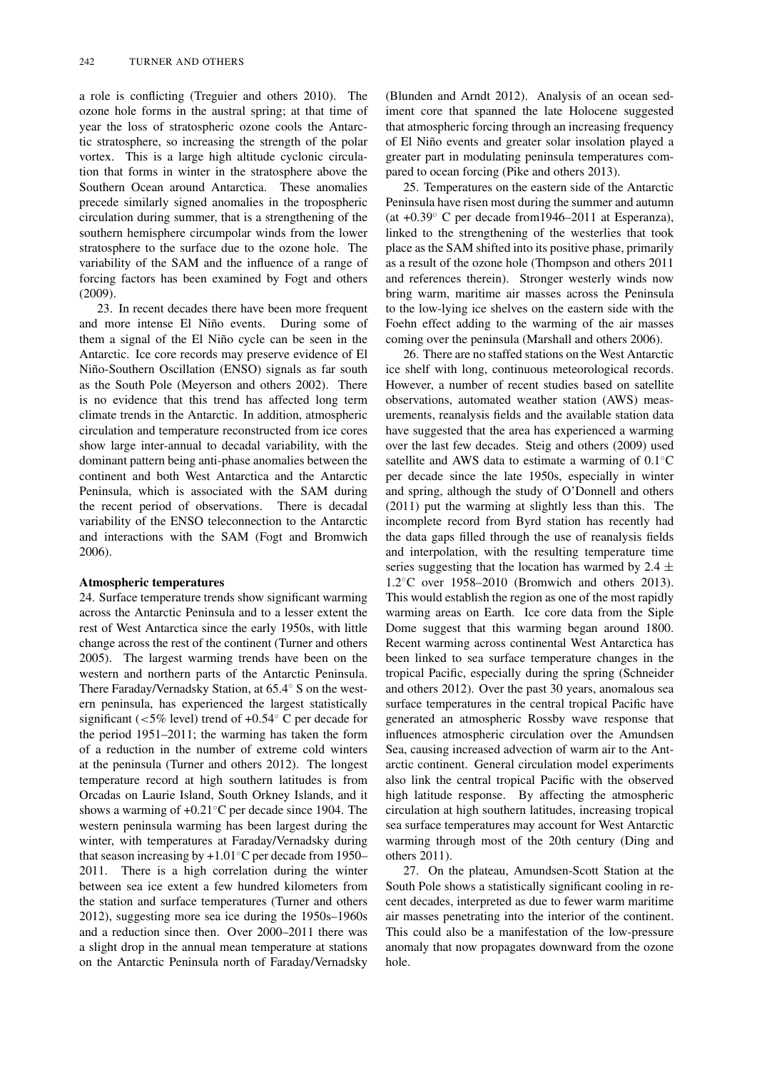a role is conflicting (Treguier and others 2010). The ozone hole forms in the austral spring; at that time of year the loss of stratospheric ozone cools the Antarctic stratosphere, so increasing the strength of the polar vortex. This is a large high altitude cyclonic circulation that forms in winter in the stratosphere above the Southern Ocean around Antarctica. These anomalies precede similarly signed anomalies in the tropospheric circulation during summer, that is a strengthening of the southern hemisphere circumpolar winds from the lower stratosphere to the surface due to the ozone hole. The variability of the SAM and the influence of a range of forcing factors has been examined by Fogt and others (2009).

23. In recent decades there have been more frequent and more intense El Niño events. During some of them a signal of the El Niño cycle can be seen in the Antarctic. Ice core records may preserve evidence of El Niño-Southern Oscillation (ENSO) signals as far south as the South Pole (Meyerson and others 2002). There is no evidence that this trend has affected long term climate trends in the Antarctic. In addition, atmospheric circulation and temperature reconstructed from ice cores show large inter-annual to decadal variability, with the dominant pattern being anti-phase anomalies between the continent and both West Antarctica and the Antarctic Peninsula, which is associated with the SAM during the recent period of observations. There is decadal variability of the ENSO teleconnection to the Antarctic and interactions with the SAM (Fogt and Bromwich 2006).

**Atmospheric temperatures**

24. Surface temperature trends show significant warming across the Antarctic Peninsula and to a lesser extent the rest of West Antarctica since the early 1950s, with little change across the rest of the continent (Turner and others 2005). The largest warming trends have been on the western and northern parts of the Antarctic Peninsula. There Faraday/Vernadsky Station, at 65.4° S on the western peninsula, has experienced the largest statistically significant (<5% level) trend of +0.54° C per decade for the period 1951–2011; the warming has taken the form of a reduction in the number of extreme cold winters at the peninsula (Turner and others 2012). The longest temperature record at high southern latitudes is from Orcadas on Laurie Island, South Orkney Islands, and it shows a warming of +0.21°C per decade since 1904. The western peninsula warming has been largest during the winter, with temperatures at Faraday/Vernadsky during that season increasing by +1.01°C per decade from 1950–2011. There is a high correlation during the winter between sea ice extent a few hundred kilometers from the station and surface temperatures (Turner and others 2012), suggesting more sea ice during the 1950s–1960s and a reduction since then. Over 2000–2011 there was a slight drop in the annual mean temperature at stations on the Antarctic Peninsula north of Faraday/Vernadsky (Blunden and Arndt 2012). Analysis of an ocean sediment core that spanned the late Holocene suggested that atmospheric forcing through an increasing frequency of El Niño events and greater solar insolation played a greater part in modulating peninsula temperatures compared to ocean forcing (Pike and others 2013).

25. Temperatures on the eastern side of the Antarctic Peninsula have risen most during the summer and autumn (at +0.39° C per decade from1946–2011 at Esperanza), linked to the strengthening of the westerlies that took place as the SAM shifted into its positive phase, primarily as a result of the ozone hole (Thompson and others 2011 and references therein). Stronger westerly winds now bring warm, maritime air masses across the Peninsula to the low-lying ice shelves on the eastern side with the Foehn effect adding to the warming of the air masses coming over the peninsula (Marshall and others 2006).

26. There are no staffed stations on the West Antarctic ice shelf with long, continuous meteorological records. However, a number of recent studies based on satellite observations, automated weather station (AWS) measurements, reanalysis fields and the available station data have suggested that the area has experienced a warming over the last few decades. Steig and others (2009) used satellite and AWS data to estimate a warming of 0.1°C per decade since the late 1950s, especially in winter and spring, although the study of O'Donnell and others (2011) put the warming at slightly less than this. The incomplete record from Byrd station has recently had the data gaps filled through the use of reanalysis fields and interpolation, with the resulting temperature time series suggesting that the location has warmed by $2.4 \pm 1.2$°C over 1958–2010 (Bromwich and others 2013). This would establish the region as one of the most rapidly warming areas on Earth. Ice core data from the Siple Dome suggest that this warming began around 1800. Recent warming across continental West Antarctica has been linked to sea surface temperature changes in the tropical Pacific, especially during the spring (Schneider and others 2012). Over the past 30 years, anomalous sea surface temperatures in the central tropical Pacific have generated an atmospheric Rossby wave response that influences atmospheric circulation over the Amundsen Sea, causing increased advection of warm air to the Antarctic continent. General circulation model experiments also link the central tropical Pacific with the observed high latitude response. By affecting the atmospheric circulation at high southern latitudes, increasing tropical sea surface temperatures may account for West Antarctic warming through most of the 20th century (Ding and others 2011).

27. On the plateau, Amundsen-Scott Station at the South Pole shows a statistically significant cooling in recent decades, interpreted as due to fewer warm maritime air masses penetrating into the interior of the continent. This could also be a manifestation of the low-pressure anomaly that now propagates downward from the ozone hole.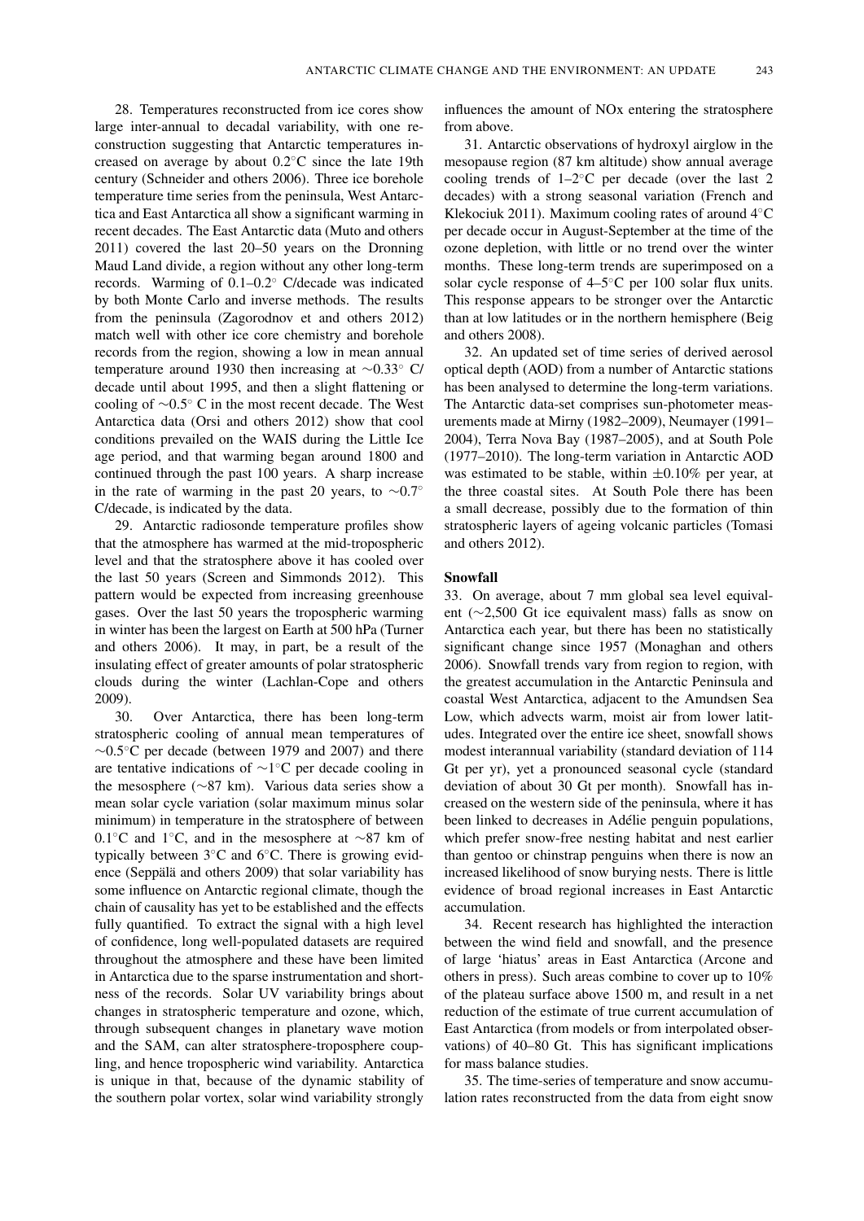28. Temperatures reconstructed from ice cores show large inter-annual to decadal variability, with one reconstruction suggesting that Antarctic temperatures increased on average by about 0.2°C since the late 19th century (Schneider and others 2006). Three ice borehole temperature time series from the peninsula, West Antarctica and East Antarctica all show a significant warming in recent decades. The East Antarctic data (Muto and others 2011) covered the last 20–50 years on the Dronning Maud Land divide, a region without any other long-term records. Warming of 0.1–0.2° C/decade was indicated by both Monte Carlo and inverse methods. The results from the peninsula (Zagorodnov et and others 2012) match well with other ice core chemistry and borehole records from the region, showing a low in mean annual temperature around 1930 then increasing at ∼0.33° C/decade until about 1995, and then a slight flattening or cooling of ∼0.5° C in the most recent decade. The West Antarctica data (Orsi and others 2012) show that cool conditions prevailed on the WAIS during the Little Ice age period, and that warming began around 1800 and continued through the past 100 years. A sharp increase in the rate of warming in the past 20 years, to ∼0.7° C/decade, is indicated by the data.

29. Antarctic radiosonde temperature profiles show that the atmosphere has warmed at the mid-tropospheric level and that the stratosphere above it has cooled over the last 50 years (Screen and Simmonds 2012). This pattern would be expected from increasing greenhouse gases. Over the last 50 years the tropospheric warming in winter has been the largest on Earth at 500 hPa (Turner and others 2006). It may, in part, be a result of the insulating effect of greater amounts of polar stratospheric clouds during the winter (Lachlan-Cope and others 2009).

30. Over Antarctica, there has been long-term stratospheric cooling of annual mean temperatures of ∼0.5°C per decade (between 1979 and 2007) and there are tentative indications of ∼1°C per decade cooling in the mesosphere (∼87 km). Various data series show a mean solar cycle variation (solar maximum minus solar minimum) in temperature in the stratosphere of between 0.1°C and 1°C, and in the mesosphere at ∼87 km of typically between 3°C and 6°C. There is growing evidence (Seppälä and others 2009) that solar variability has some influence on Antarctic regional climate, though the chain of causality has yet to be established and the effects fully quantified. To extract the signal with a high level of confidence, long well-populated datasets are required throughout the atmosphere and these have been limited in Antarctica due to the sparse instrumentation and shortness of the records. Solar UV variability brings about changes in stratospheric temperature and ozone, which, through subsequent changes in planetary wave motion and the SAM, can alter stratosphere-troposphere coupling, and hence tropospheric wind variability. Antarctica is unique in that, because of the dynamic stability of the southern polar vortex, solar wind variability strongly influences the amount of NOx entering the stratosphere from above.

31. Antarctic observations of hydroxyl airglow in the mesopause region (87 km altitude) show annual average cooling trends of 1–2°C per decade (over the last 2 decades) with a strong seasonal variation (French and Klekociuk 2011). Maximum cooling rates of around 4°C per decade occur in August-September at the time of the ozone depletion, with little or no trend over the winter months. These long-term trends are superimposed on a solar cycle response of 4–5°C per 100 solar flux units. This response appears to be stronger over the Antarctic than at low latitudes or in the northern hemisphere (Beig and others 2008).

32. An updated set of time series of derived aerosol optical depth (AOD) from a number of Antarctic stations has been analysed to determine the long-term variations. The Antarctic data-set comprises sun-photometer measurements made at Mirny (1982–2009), Neumayer (1991–2004), Terra Nova Bay (1987–2005), and at South Pole (1977–2010). The long-term variation in Antarctic AOD was estimated to be stable, within ±0.10% per year, at the three coastal sites. At South Pole there has been a small decrease, possibly due to the formation of thin stratospheric layers of ageing volcanic particles (Tomasi and others 2012).

### Snowfall

33. On average, about 7 mm global sea level equivalent (∼2,500 Gt ice equivalent mass) falls as snow on Antarctica each year, but there has been no statistically significant change since 1957 (Monaghan and others 2006). Snowfall trends vary from region to region, with the greatest accumulation in the Antarctic Peninsula and coastal West Antarctica, adjacent to the Amundsen Sea Low, which advects warm, moist air from lower latitudes. Integrated over the entire ice sheet, snowfall shows modest interannual variability (standard deviation of 114 Gt per yr), yet a pronounced seasonal cycle (standard deviation of about 30 Gt per month). Snowfall has increased on the western side of the peninsula, where it has been linked to decreases in Adélie penguin populations, which prefer snow-free nesting habitat and nest earlier than gentoo or chinstrap penguins when there is now an increased likelihood of snow burying nests. There is little evidence of broad regional increases in East Antarctic accumulation.

34. Recent research has highlighted the interaction between the wind field and snowfall, and the presence of large 'hiatus' areas in East Antarctica (Arcone and others in press). Such areas combine to cover up to 10% of the plateau surface above 1500 m, and result in a net reduction of the estimate of true current accumulation of East Antarctica (from models or from interpolated observations) of 40–80 Gt. This has significant implications for mass balance studies.

35. The time-series of temperature and snow accumulation rates reconstructed from the data from eight snow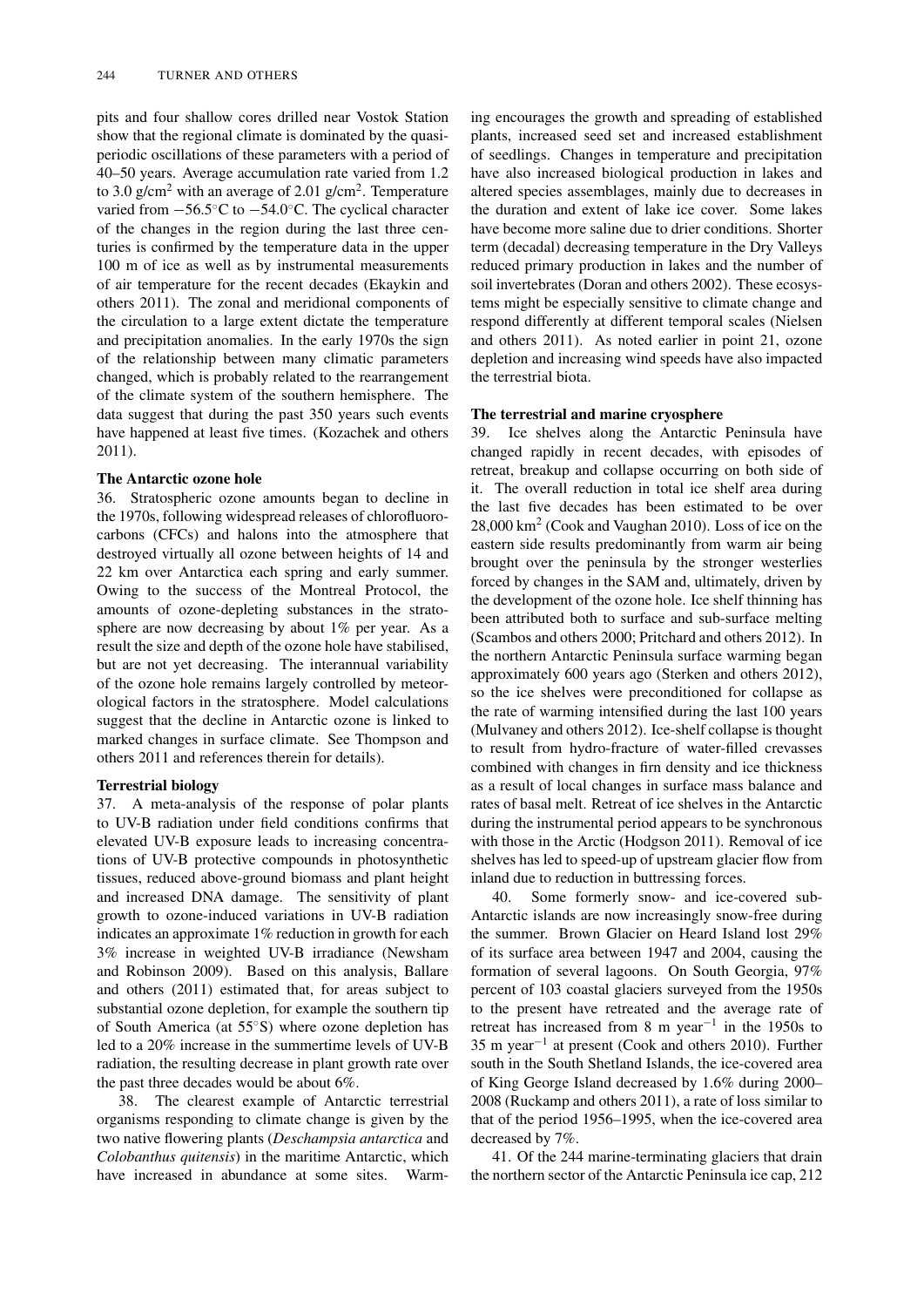pits and four shallow cores drilled near Vostok Station show that the regional climate is dominated by the quasi-periodic oscillations of these parameters with a period of 40–50 years. Average accumulation rate varied from 1.2 to 3.0 g/cm$^2$ with an average of 2.01 g/cm$^2$. Temperature varied from −56.5°C to −54.0°C. The cyclical character of the changes in the region during the last three centuries is confirmed by the temperature data in the upper 100 m of ice as well as by instrumental measurements of air temperature for the recent decades (Ekaykin and others 2011). The zonal and meridional components of the circulation to a large extent dictate the temperature and precipitation anomalies. In the early 1970s the sign of the relationship between many climatic parameters changed, which is probably related to the rearrangement of the climate system of the southern hemisphere. The data suggest that during the past 350 years such events have happened at least five times. (Kozachek and others 2011).

### The Antarctic ozone hole

36. Stratospheric ozone amounts began to decline in the 1970s, following widespread releases of chlorofluorocarbons (CFCs) and halons into the atmosphere that destroyed virtually all ozone between heights of 14 and 22 km over Antarctica each spring and early summer. Owing to the success of the Montreal Protocol, the amounts of ozone-depleting substances in the stratosphere are now decreasing by about 1% per year. As a result the size and depth of the ozone hole have stabilised, but are not yet decreasing. The interannual variability of the ozone hole remains largely controlled by meteorological factors in the stratosphere. Model calculations suggest that the decline in Antarctic ozone is linked to marked changes in surface climate. See Thompson and others 2011 and references therein for details).

### Terrestrial biology

37. A meta-analysis of the response of polar plants to UV-B radiation under field conditions confirms that elevated UV-B exposure leads to increasing concentrations of UV-B protective compounds in photosynthetic tissues, reduced above-ground biomass and plant height and increased DNA damage. The sensitivity of plant growth to ozone-induced variations in UV-B radiation indicates an approximate 1% reduction in growth for each 3% increase in weighted UV-B irradiance (Newsham and Robinson 2009). Based on this analysis, Ballare and others (2011) estimated that, for areas subject to substantial ozone depletion, for example the southern tip of South America (at 55°S) where ozone depletion has led to a 20% increase in the summertime levels of UV-B radiation, the resulting decrease in plant growth rate over the past three decades would be about 6%.

38. The clearest example of Antarctic terrestrial organisms responding to climate change is given by the two native flowering plants (*Deschampsia antarctica* and *Colobanthus quitensis*) in the maritime Antarctic, which have increased in abundance at some sites. Warming encourages the growth and spreading of established plants, increased seed set and increased establishment of seedlings. Changes in temperature and precipitation have also increased biological production in lakes and altered species assemblages, mainly due to decreases in the duration and extent of lake ice cover. Some lakes have become more saline due to drier conditions. Shorter term (decadal) decreasing temperature in the Dry Valleys reduced primary production in lakes and the number of soil invertebrates (Doran and others 2002). These ecosystems might be especially sensitive to climate change and respond differently at different temporal scales (Nielsen and others 2011). As noted earlier in point 21, ozone depletion and increasing wind speeds have also impacted the terrestrial biota.

### The terrestrial and marine cryosphere

39. Ice shelves along the Antarctic Peninsula have changed rapidly in recent decades, with episodes of retreat, breakup and collapse occurring on both side of it. The overall reduction in total ice shelf area during the last five decades has been estimated to be over 28,000 km$^2$ (Cook and Vaughan 2010). Loss of ice on the eastern side results predominantly from warm air being brought over the peninsula by the stronger westerlies forced by changes in the SAM and, ultimately, driven by the development of the ozone hole. Ice shelf thinning has been attributed both to surface and sub-surface melting (Scambos and others 2000; Pritchard and others 2012). In the northern Antarctic Peninsula surface warming began approximately 600 years ago (Sterken and others 2012), so the ice shelves were preconditioned for collapse as the rate of warming intensified during the last 100 years (Mulvaney and others 2012). Ice-shelf collapse is thought to result from hydro-fracture of water-filled crevasses combined with changes in firn density and ice thickness as a result of local changes in surface mass balance and rates of basal melt. Retreat of ice shelves in the Antarctic during the instrumental period appears to be synchronous with those in the Arctic (Hodgson 2011). Removal of ice shelves has led to speed-up of upstream glacier flow from inland due to reduction in buttressing forces.

40. Some formerly snow- and ice-covered sub-Antarctic islands are now increasingly snow-free during the summer. Brown Glacier on Heard Island lost 29% of its surface area between 1947 and 2004, causing the formation of several lagoons. On South Georgia, 97% percent of 103 coastal glaciers surveyed from the 1950s to the present have retreated and the average rate of retreat has increased from 8 m year$^{-1}$ in the 1950s to 35 m year$^{-1}$ at present (Cook and others 2010). Further south in the South Shetland Islands, the ice-covered area of King George Island decreased by 1.6% during 2000–2008 (Ruckamp and others 2011), a rate of loss similar to that of the period 1956–1995, when the ice-covered area decreased by 7%.

41. Of the 244 marine-terminating glaciers that drain the northern sector of the Antarctic Peninsula ice cap, 212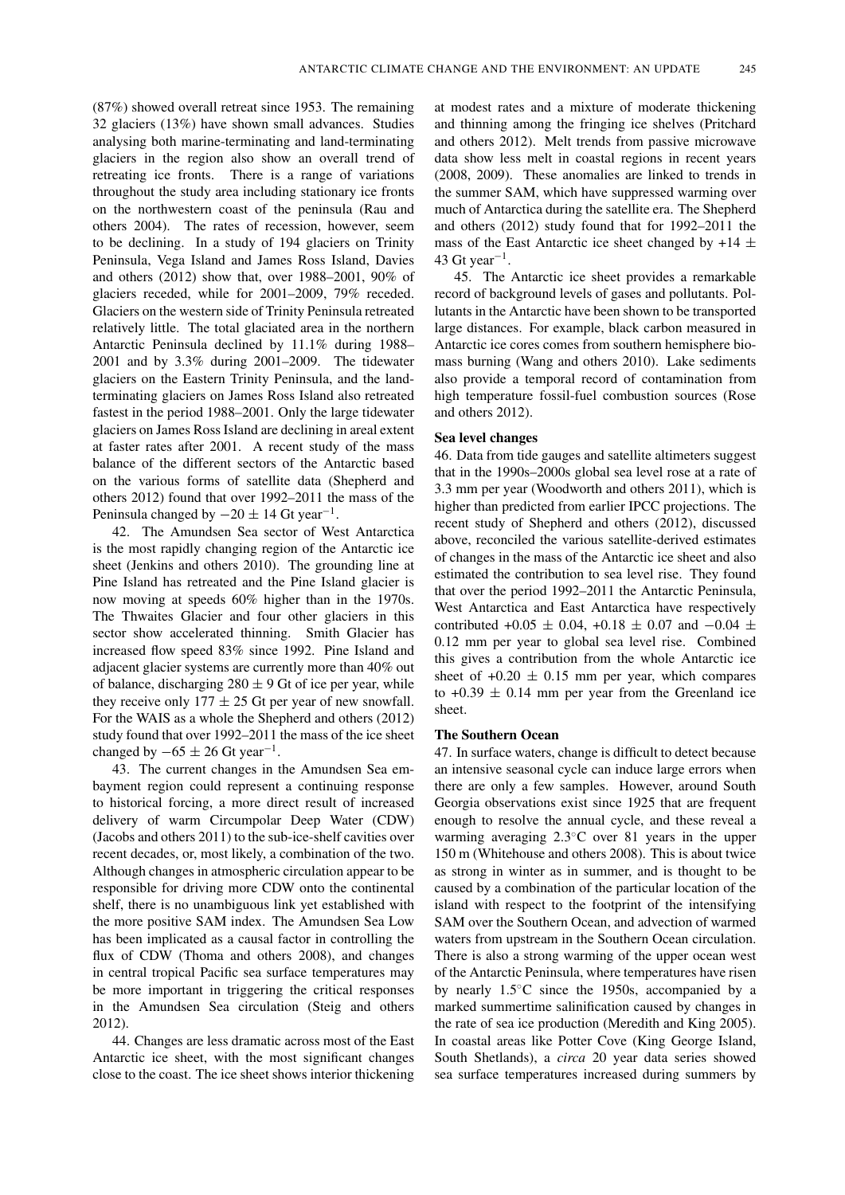(87%) showed overall retreat since 1953. The remaining 32 glaciers (13%) have shown small advances. Studies analysing both marine-terminating and land-terminating glaciers in the region also show an overall trend of retreating ice fronts. There is a range of variations throughout the study area including stationary ice fronts on the northwestern coast of the peninsula (Rau and others 2004). The rates of recession, however, seem to be declining. In a study of 194 glaciers on Trinity Peninsula, Vega Island and James Ross Island, Davies and others (2012) show that, over 1988–2001, 90% of glaciers receded, while for 2001–2009, 79% receded. Glaciers on the western side of Trinity Peninsula retreated relatively little. The total glaciated area in the northern Antarctic Peninsula declined by 11.1% during 1988–2001 and by 3.3% during 2001–2009. The tidewater glaciers on the Eastern Trinity Peninsula, and the land-terminating glaciers on James Ross Island also retreated fastest in the period 1988–2001. Only the large tidewater glaciers on James Ross Island are declining in areal extent at faster rates after 2001. A recent study of the mass balance of the different sectors of the Antarctic based on the various forms of satellite data (Shepherd and others 2012) found that over 1992–2011 the mass of the Peninsula changed by $-20 \pm 14$ Gt year$^{-1}$.

42. The Amundsen Sea sector of West Antarctica is the most rapidly changing region of the Antarctic ice sheet (Jenkins and others 2010). The grounding line at Pine Island has retreated and the Pine Island glacier is now moving at speeds 60% higher than in the 1970s. The Thwaites Glacier and four other glaciers in this sector show accelerated thinning. Smith Glacier has increased flow speed 83% since 1992. Pine Island and adjacent glacier systems are currently more than 40% out of balance, discharging $280 \pm 9$ Gt of ice per year, while they receive only $177 \pm 25$ Gt per year of new snowfall. For the WAIS as a whole the Shepherd and others (2012) study found that over 1992–2011 the mass of the ice sheet changed by $-65 \pm 26$ Gt year$^{-1}$.

43. The current changes in the Amundsen Sea embayment region could represent a continuing response to historical forcing, a more direct result of increased delivery of warm Circumpolar Deep Water (CDW) (Jacobs and others 2011) to the sub-ice-shelf cavities over recent decades, or, most likely, a combination of the two. Although changes in atmospheric circulation appear to be responsible for driving more CDW onto the continental shelf, there is no unambiguous link yet established with the more positive SAM index. The Amundsen Sea Low has been implicated as a causal factor in controlling the flux of CDW (Thoma and others 2008), and changes in central tropical Pacific sea surface temperatures may be more important in triggering the critical responses in the Amundsen Sea circulation (Steig and others 2012).

44. Changes are less dramatic across most of the East Antarctic ice sheet, with the most significant changes close to the coast. The ice sheet shows interior thickening at modest rates and a mixture of moderate thickening and thinning among the fringing ice shelves (Pritchard and others 2012). Melt trends from passive microwave data show less melt in coastal regions in recent years (2008, 2009). These anomalies are linked to trends in the summer SAM, which have suppressed warming over much of Antarctica during the satellite era. The Shepherd and others (2012) study found that for 1992–2011 the mass of the East Antarctic ice sheet changed by $+14 \pm 43$ Gt year$^{-1}$.

45. The Antarctic ice sheet provides a remarkable record of background levels of gases and pollutants. Pollutants in the Antarctic have been shown to be transported large distances. For example, black carbon measured in Antarctic ice cores comes from southern hemisphere biomass burning (Wang and others 2010). Lake sediments also provide a temporal record of contamination from high temperature fossil-fuel combustion sources (Rose and others 2012).

### Sea level changes

46. Data from tide gauges and satellite altimeters suggest that in the 1990s–2000s global sea level rose at a rate of 3.3 mm per year (Woodworth and others 2011), which is higher than predicted from earlier IPCC projections. The recent study of Shepherd and others (2012), discussed above, reconciled the various satellite-derived estimates of changes in the mass of the Antarctic ice sheet and also estimated the contribution to sea level rise. They found that over the period 1992–2011 the Antarctic Peninsula, West Antarctica and East Antarctica have respectively contributed $+0.05 \pm 0.04$, $+0.18 \pm 0.07$ and $-0.04 \pm 0.12$ mm per year to global sea level rise. Combined this gives a contribution from the whole Antarctic ice sheet of $+0.20 \pm 0.15$ mm per year, which compares to $+0.39 \pm 0.14$ mm per year from the Greenland ice sheet.

### The Southern Ocean

47. In surface waters, change is difficult to detect because an intensive seasonal cycle can induce large errors when there are only a few samples. However, around South Georgia observations exist since 1925 that are frequent enough to resolve the annual cycle, and these reveal a warming averaging 2.3°C over 81 years in the upper 150 m (Whitehouse and others 2008). This is about twice as strong in winter as in summer, and is thought to be caused by a combination of the particular location of the island with respect to the footprint of the intensifying SAM over the Southern Ocean, and advection of warmed waters from upstream in the Southern Ocean circulation. There is also a strong warming of the upper ocean west of the Antarctic Peninsula, where temperatures have risen by nearly 1.5°C since the 1950s, accompanied by a marked summertime salinification caused by changes in the rate of sea ice production (Meredith and King 2005). In coastal areas like Potter Cove (King George Island, South Shetlands), a *circa* 20 year data series showed sea surface temperatures increased during summers by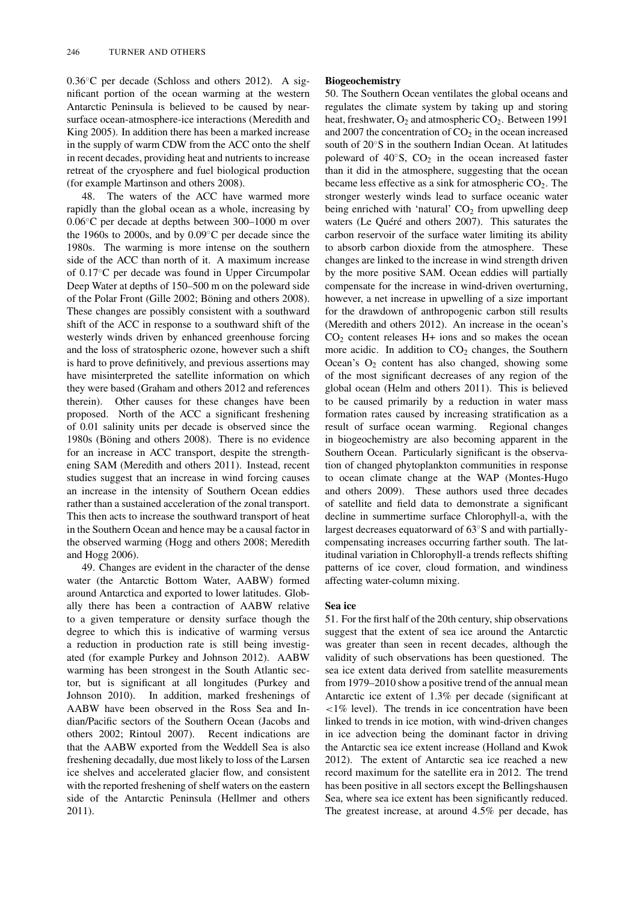0.36°C per decade (Schloss and others 2012). A significant portion of the ocean warming at the western Antarctic Peninsula is believed to be caused by near-surface ocean-atmosphere-ice interactions (Meredith and King 2005). In addition there has been a marked increase in the supply of warm CDW from the ACC onto the shelf in recent decades, providing heat and nutrients to increase retreat of the cryosphere and fuel biological production (for example Martinson and others 2008).

48. The waters of the ACC have warmed more rapidly than the global ocean as a whole, increasing by 0.06°C per decade at depths between 300–1000 m over the 1960s to 2000s, and by 0.09°C per decade since the 1980s. The warming is more intense on the southern side of the ACC than north of it. A maximum increase of 0.17°C per decade was found in Upper Circumpolar Deep Water at depths of 150–500 m on the poleward side of the Polar Front (Gille 2002; Böning and others 2008). These changes are possibly consistent with a southward shift of the ACC in response to a southward shift of the westerly winds driven by enhanced greenhouse forcing and the loss of stratospheric ozone, however such a shift is hard to prove definitively, and previous assertions may have misinterpreted the satellite information on which they were based (Graham and others 2012 and references therein). Other causes for these changes have been proposed. North of the ACC a significant freshening of 0.01 salinity units per decade is observed since the 1980s (Böning and others 2008). There is no evidence for an increase in ACC transport, despite the strengthening SAM (Meredith and others 2011). Instead, recent studies suggest that an increase in wind forcing causes an increase in the intensity of Southern Ocean eddies rather than a sustained acceleration of the zonal transport. This then acts to increase the southward transport of heat in the Southern Ocean and hence may be a causal factor in the observed warming (Hogg and others 2008; Meredith and Hogg 2006).

49. Changes are evident in the character of the dense water (the Antarctic Bottom Water, AABW) formed around Antarctica and exported to lower latitudes. Globally there has been a contraction of AABW relative to a given temperature or density surface though the degree to which this is indicative of warming versus a reduction in production rate is still being investigated (for example Purkey and Johnson 2012). AABW warming has been strongest in the South Atlantic sector, but is significant at all longitudes (Purkey and Johnson 2010). In addition, marked freshenings of AABW have been observed in the Ross Sea and Indian/Pacific sectors of the Southern Ocean (Jacobs and others 2002; Rintoul 2007). Recent indications are that the AABW exported from the Weddell Sea is also freshening decadally, due most likely to loss of the Larsen ice shelves and accelerated glacier flow, and consistent with the reported freshening of shelf waters on the eastern side of the Antarctic Peninsula (Hellmer and others 2011).

**Biogeochemistry**

50. The Southern Ocean ventilates the global oceans and regulates the climate system by taking up and storing heat, freshwater, $O_2$ and atmospheric $CO_2$. Between 1991 and 2007 the concentration of $CO_2$ in the ocean increased south of 20°S in the southern Indian Ocean. At latitudes poleward of 40°S, $CO_2$ in the ocean increased faster than it did in the atmosphere, suggesting that the ocean became less effective as a sink for atmospheric $CO_2$. The stronger westerly winds lead to surface oceanic water being enriched with 'natural' $CO_2$ from upwelling deep waters (Le Quéré and others 2007). This saturates the carbon reservoir of the surface water limiting its ability to absorb carbon dioxide from the atmosphere. These changes are linked to the increase in wind strength driven by the more positive SAM. Ocean eddies will partially compensate for the increase in wind-driven overturning, however, a net increase in upwelling of a size important for the drawdown of anthropogenic carbon still results (Meredith and others 2012). An increase in the ocean's $CO_2$ content releases $H^+$ ions and so makes the ocean more acidic. In addition to $CO_2$ changes, the Southern Ocean's $O_2$ content has also changed, showing some of the most significant decreases of any region of the global ocean (Helm and others 2011). This is believed to be caused primarily by a reduction in water mass formation rates caused by increasing stratification as a result of surface ocean warming. Regional changes in biogeochemistry are also becoming apparent in the Southern Ocean. Particularly significant is the observation of changed phytoplankton communities in response to ocean climate change at the WAP (Montes-Hugo and others 2009). These authors used three decades of satellite and field data to demonstrate a significant decline in summertime surface Chlorophyll-a, with the largest decreases equatorward of 63°S and with partially-compensating increases occurring farther south. The latitudinal variation in Chlorophyll-a trends reflects shifting patterns of ice cover, cloud formation, and windiness affecting water-column mixing.

**Sea ice**

51. For the first half of the 20th century, ship observations suggest that the extent of sea ice around the Antarctic was greater than seen in recent decades, although the validity of such observations has been questioned. The sea ice extent data derived from satellite measurements from 1979–2010 show a positive trend of the annual mean Antarctic ice extent of 1.3% per decade (significant at $<1\%$ level). The trends in ice concentration have been linked to trends in ice motion, with wind-driven changes in ice advection being the dominant factor in driving the Antarctic sea ice extent increase (Holland and Kwok 2012). The extent of Antarctic sea ice reached a new record maximum for the satellite era in 2012. The trend has been positive in all sectors except the Bellingshausen Sea, where sea ice extent has been significantly reduced. The greatest increase, at around 4.5% per decade, has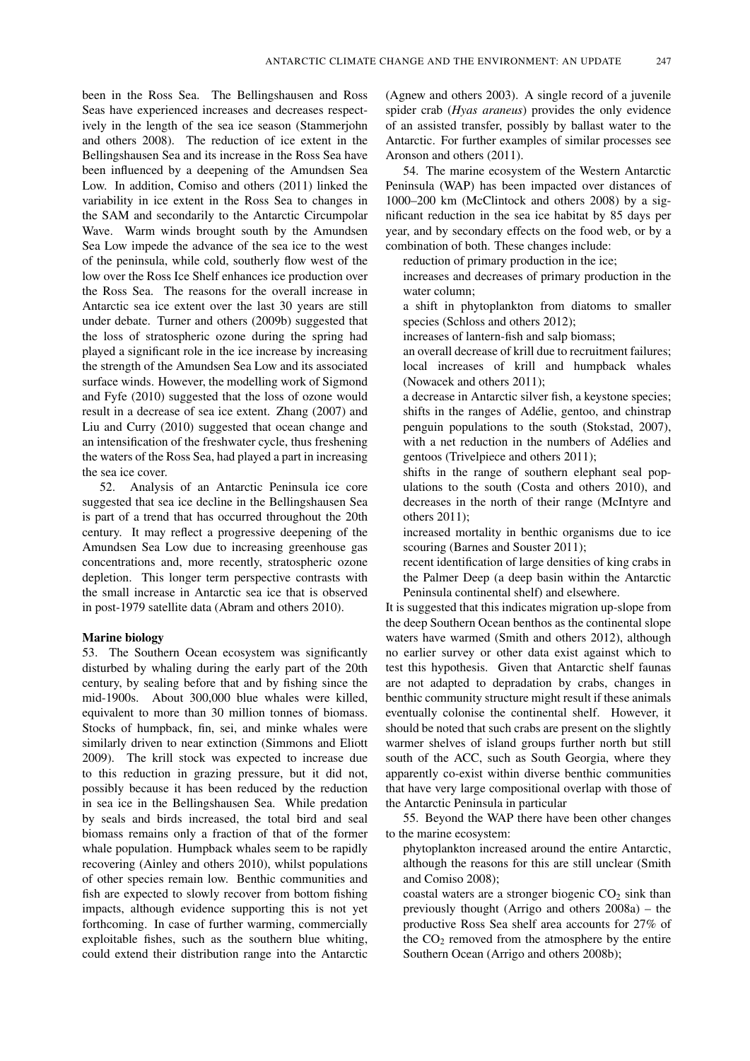been in the Ross Sea. The Bellingshausen and Ross Seas have experienced increases and decreases respectively in the length of the sea ice season (Stammerjohn and others 2008). The reduction of ice extent in the Bellingshausen Sea and its increase in the Ross Sea have been influenced by a deepening of the Amundsen Sea Low. In addition, Comiso and others (2011) linked the variability in ice extent in the Ross Sea to changes in the SAM and secondarily to the Antarctic Circumpolar Wave. Warm winds brought south by the Amundsen Sea Low impede the advance of the sea ice to the west of the peninsula, while cold, southerly flow west of the low over the Ross Ice Shelf enhances ice production over the Ross Sea. The reasons for the overall increase in Antarctic sea ice extent over the last 30 years are still under debate. Turner and others (2009b) suggested that the loss of stratospheric ozone during the spring had played a significant role in the ice increase by increasing the strength of the Amundsen Sea Low and its associated surface winds. However, the modelling work of Sigmond and Fyfe (2010) suggested that the loss of ozone would result in a decrease of sea ice extent. Zhang (2007) and Liu and Curry (2010) suggested that ocean change and an intensification of the freshwater cycle, thus freshening the waters of the Ross Sea, had played a part in increasing the sea ice cover.

52. Analysis of an Antarctic Peninsula ice core suggested that sea ice decline in the Bellingshausen Sea is part of a trend that has occurred throughout the 20th century. It may reflect a progressive deepening of the Amundsen Sea Low due to increasing greenhouse gas concentrations and, more recently, stratospheric ozone depletion. This longer term perspective contrasts with the small increase in Antarctic sea ice that is observed in post-1979 satellite data (Abram and others 2010).

### Marine biology

53. The Southern Ocean ecosystem was significantly disturbed by whaling during the early part of the 20th century, by sealing before that and by fishing since the mid-1900s. About 300,000 blue whales were killed, equivalent to more than 30 million tonnes of biomass. Stocks of humpback, fin, sei, and minke whales were similarly driven to near extinction (Simmons and Eliott 2009). The krill stock was expected to increase due to this reduction in grazing pressure, but it did not, possibly because it has been reduced by the reduction in sea ice in the Bellingshausen Sea. While predation by seals and birds increased, the total bird and seal biomass remains only a fraction of that of the former whale population. Humpback whales seem to be rapidly recovering (Ainley and others 2010), whilst populations of other species remain low. Benthic communities and fish are expected to slowly recover from bottom fishing impacts, although evidence supporting this is not yet forthcoming. In case of further warming, commercially exploitable fishes, such as the southern blue whiting, could extend their distribution range into the Antarctic (Agnew and others 2003). A single record of a juvenile spider crab (*Hyas araneus*) provides the only evidence of an assisted transfer, possibly by ballast water to the Antarctic. For further examples of similar processes see Aronson and others (2011).

54. The marine ecosystem of the Western Antarctic Peninsula (WAP) has been impacted over distances of 1000–200 km (McClintock and others 2008) by a significant reduction in the sea ice habitat by 85 days per year, and by secondary effects on the food web, or by a combination of both. These changes include:

- reduction of primary production in the ice;
- increases and decreases of primary production in the water column;
- a shift in phytoplankton from diatoms to smaller species (Schloss and others 2012);
- increases of lantern-fish and salp biomass;
- an overall decrease of krill due to recruitment failures;
- local increases of krill and humpback whales (Nowacek and others 2011);
- a decrease in Antarctic silver fish, a keystone species;
- shifts in the ranges of Adélie, gentoo, and chinstrap penguin populations to the south (Stokstad, 2007), with a net reduction in the numbers of Adélies and gentoos (Trivelpiece and others 2011);
- shifts in the range of southern elephant seal populations to the south (Costa and others 2010), and decreases in the north of their range (McIntyre and others 2011);
- increased mortality in benthic organisms due to ice scouring (Barnes and Souster 2011);
- recent identification of large densities of king crabs in the Palmer Deep (a deep basin within the Antarctic Peninsula continental shelf) and elsewhere.

It is suggested that this indicates migration up-slope from the deep Southern Ocean benthos as the continental slope waters have warmed (Smith and others 2012), although no earlier survey or other data exist against which to test this hypothesis. Given that Antarctic shelf faunas are not adapted to depradation by crabs, changes in benthic community structure might result if these animals eventually colonise the continental shelf. However, it should be noted that such crabs are present on the slightly warmer shelves of island groups further north but still south of the ACC, such as South Georgia, where they apparently co-exist within diverse benthic communities that have very large compositional overlap with those of the Antarctic Peninsula in particular

55. Beyond the WAP there have been other changes to the marine ecosystem:

- phytoplankton increased around the entire Antarctic, although the reasons for this are still unclear (Smith and Comiso 2008);
- coastal waters are a stronger biogenic $CO_2$ sink than previously thought (Arrigo and others 2008a) – the productive Ross Sea shelf area accounts for 27% of the $CO_2$ removed from the atmosphere by the entire Southern Ocean (Arrigo and others 2008b);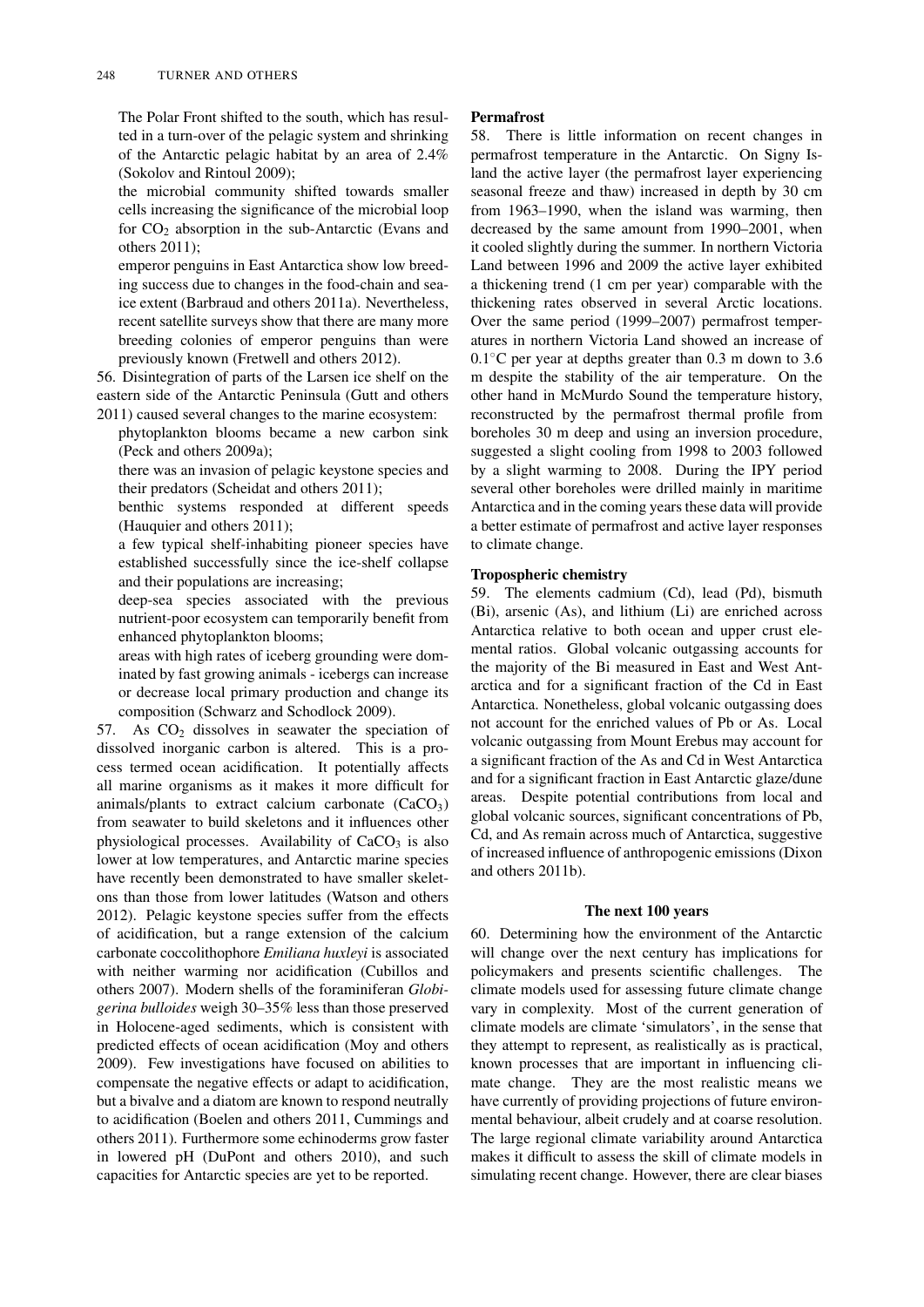The Polar Front shifted to the south, which has resulted in a turn-over of the pelagic system and shrinking of the Antarctic pelagic habitat by an area of 2.4% (Sokolov and Rintoul 2009);

the microbial community shifted towards smaller cells increasing the significance of the microbial loop for $CO_2$ absorption in the sub-Antarctic (Evans and others 2011);

emperor penguins in East Antarctica show low breeding success due to changes in the food-chain and sea-ice extent (Barbraud and others 2011a). Nevertheless, recent satellite surveys show that there are many more breeding colonies of emperor penguins than were previously known (Fretwell and others 2012).

56. Disintegration of parts of the Larsen ice shelf on the eastern side of the Antarctic Peninsula (Gutt and others 2011) caused several changes to the marine ecosystem:

phytoplankton blooms became a new carbon sink (Peck and others 2009a);

there was an invasion of pelagic keystone species and their predators (Scheidat and others 2011);

benthic systems responded at different speeds (Hauquier and others 2011);

a few typical shelf-inhabiting pioneer species have established successfully since the ice-shelf collapse and their populations are increasing;

deep-sea species associated with the previous nutrient-poor ecosystem can temporarily benefit from enhanced phytoplankton blooms;

areas with high rates of iceberg grounding were dominated by fast growing animals - icebergs can increase or decrease local primary production and change its composition (Schwarz and Schodlock 2009).

57. As $CO_2$ dissolves in seawater the speciation of dissolved inorganic carbon is altered. This is a process termed ocean acidification. It potentially affects all marine organisms as it makes it more difficult for animals/plants to extract calcium carbonate ($CaCO_3$) from seawater to build skeletons and it influences other physiological processes. Availability of $CaCO_3$ is also lower at low temperatures, and Antarctic marine species have recently been demonstrated to have smaller skeletons than those from lower latitudes (Watson and others 2012). Pelagic keystone species suffer from the effects of acidification, but a range extension of the calcium carbonate coccolithophore *Emiliana huxleyi* is associated with neither warming nor acidification (Cubillos and others 2007). Modern shells of the foraminiferan *Globigerina bulloides* weigh 30–35% less than those preserved in Holocene-aged sediments, which is consistent with predicted effects of ocean acidification (Moy and others 2009). Few investigations have focused on abilities to compensate the negative effects or adapt to acidification, but a bivalve and a diatom are known to respond neutrally to acidification (Boelen and others 2011, Cummings and others 2011). Furthermore some echinoderms grow faster in lowered pH (DuPont and others 2010), and such capacities for Antarctic species are yet to be reported.

### Permafrost

58. There is little information on recent changes in permafrost temperature in the Antarctic. On Signy Island the active layer (the permafrost layer experiencing seasonal freeze and thaw) increased in depth by 30 cm from 1963–1990, when the island was warming, then decreased by the same amount from 1990–2001, when it cooled slightly during the summer. In northern Victoria Land between 1996 and 2009 the active layer exhibited a thickening trend (1 cm per year) comparable with the thickening rates observed in several Arctic locations. Over the same period (1999–2007) permafrost temperatures in northern Victoria Land showed an increase of 0.1°C per year at depths greater than 0.3 m down to 3.6 m despite the stability of the air temperature. On the other hand in McMurdo Sound the temperature history, reconstructed by the permafrost thermal profile from boreholes 30 m deep and using an inversion procedure, suggested a slight cooling from 1998 to 2003 followed by a slight warming to 2008. During the IPY period several other boreholes were drilled mainly in maritime Antarctica and in the coming years these data will provide a better estimate of permafrost and active layer responses to climate change.

### Tropospheric chemistry

59. The elements cadmium (Cd), lead (Pd), bismuth (Bi), arsenic (As), and lithium (Li) are enriched across Antarctica relative to both ocean and upper crust elemental ratios. Global volcanic outgassing accounts for the majority of the Bi measured in East and West Antarctica and for a significant fraction of the Cd in East Antarctica. Nonetheless, global volcanic outgassing does not account for the enriched values of Pb or As. Local volcanic outgassing from Mount Erebus may account for a significant fraction of the As and Cd in West Antarctica and for a significant fraction in East Antarctic glaze/dune areas. Despite potential contributions from local and global volcanic sources, significant concentrations of Pb, Cd, and As remain across much of Antarctica, suggestive of increased influence of anthropogenic emissions (Dixon and others 2011b).

## The next 100 years

60. Determining how the environment of the Antarctic will change over the next century has implications for policymakers and presents scientific challenges. The climate models used for assessing future climate change vary in complexity. Most of the current generation of climate models are climate 'simulators', in the sense that they attempt to represent, as realistically as is practical, known processes that are important in influencing climate change. They are the most realistic means we have currently of providing projections of future environmental behaviour, albeit crudely and at coarse resolution. The large regional climate variability around Antarctica makes it difficult to assess the skill of climate models in simulating recent change. However, there are clear biases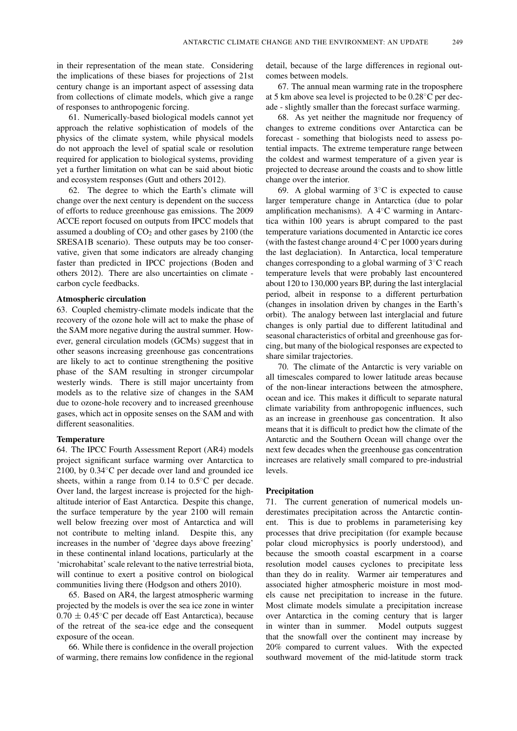in their representation of the mean state. Considering the implications of these biases for projections of 21st century change is an important aspect of assessing data from collections of climate models, which give a range of responses to anthropogenic forcing.

61. Numerically-based biological models cannot yet approach the relative sophistication of models of the physics of the climate system, while physical models do not approach the level of spatial scale or resolution required for application to biological systems, providing yet a further limitation on what can be said about biotic and ecosystem responses (Gutt and others 2012).

62. The degree to which the Earth's climate will change over the next century is dependent on the success of efforts to reduce greenhouse gas emissions. The 2009 ACCE report focused on outputs from IPCC models that assumed a doubling of $CO_2$ and other gases by 2100 (the SRESA1B scenario). These outputs may be too conservative, given that some indicators are already changing faster than predicted in IPCC projections (Boden and others 2012). There are also uncertainties on climate - carbon cycle feedbacks.

**Atmospheric circulation**

63. Coupled chemistry-climate models indicate that the recovery of the ozone hole will act to make the phase of the SAM more negative during the austral summer. However, general circulation models (GCMs) suggest that in other seasons increasing greenhouse gas concentrations are likely to act to continue strengthening the positive phase of the SAM resulting in stronger circumpolar westerly winds. There is still major uncertainty from models as to the relative size of changes in the SAM due to ozone-hole recovery and to increased greenhouse gases, which act in opposite senses on the SAM and with different seasonalities.

**Temperature**

64. The IPCC Fourth Assessment Report (AR4) models project significant surface warming over Antarctica to 2100, by 0.34°C per decade over land and grounded ice sheets, within a range from 0.14 to 0.5°C per decade. Over land, the largest increase is projected for the high-altitude interior of East Antarctica. Despite this change, the surface temperature by the year 2100 will remain well below freezing over most of Antarctica and will not contribute to melting inland. Despite this, any increases in the number of 'degree days above freezing' in these continental inland locations, particularly at the 'microhabitat' scale relevant to the native terrestrial biota, will continue to exert a positive control on biological communities living there (Hodgson and others 2010).

65. Based on AR4, the largest atmospheric warming projected by the models is over the sea ice zone in winter $0.70 \pm 0.45$°C per decade off East Antarctica), because of the retreat of the sea-ice edge and the consequent exposure of the ocean.

66. While there is confidence in the overall projection of warming, there remains low confidence in the regional detail, because of the large differences in regional outcomes between models.

67. The annual mean warming rate in the troposphere at 5 km above sea level is projected to be 0.28°C per decade - slightly smaller than the forecast surface warming.

68. As yet neither the magnitude nor frequency of changes to extreme conditions over Antarctica can be forecast - something that biologists need to assess potential impacts. The extreme temperature range between the coldest and warmest temperature of a given year is projected to decrease around the coasts and to show little change over the interior.

69. A global warming of 3°C is expected to cause larger temperature change in Antarctica (due to polar amplification mechanisms). A 4°C warming in Antarctica within 100 years is abrupt compared to the past temperature variations documented in Antarctic ice cores (with the fastest change around 4°C per 1000 years during the last deglaciation). In Antarctica, local temperature changes corresponding to a global warming of 3°C reach temperature levels that were probably last encountered about 120 to 130,000 years BP, during the last interglacial period, albeit in response to a different perturbation (changes in insolation driven by changes in the Earth's orbit). The analogy between last interglacial and future changes is only partial due to different latitudinal and seasonal characteristics of orbital and greenhouse gas forcing, but many of the biological responses are expected to share similar trajectories.

70. The climate of the Antarctic is very variable on all timescales compared to lower latitude areas because of the non-linear interactions between the atmosphere, ocean and ice. This makes it difficult to separate natural climate variability from anthropogenic influences, such as an increase in greenhouse gas concentration. It also means that it is difficult to predict how the climate of the Antarctic and the Southern Ocean will change over the next few decades when the greenhouse gas concentration increases are relatively small compared to pre-industrial levels.

**Precipitation**

71. The current generation of numerical models underestimates precipitation across the Antarctic continent. This is due to problems in parameterising key processes that drive precipitation (for example because polar cloud microphysics is poorly understood), and because the smooth coastal escarpment in a coarse resolution model causes cyclones to precipitate less than they do in reality. Warmer air temperatures and associated higher atmospheric moisture in most models cause net precipitation to increase in the future. Most climate models simulate a precipitation increase over Antarctica in the coming century that is larger in winter than in summer. Model outputs suggest that the snowfall over the continent may increase by 20% compared to current values. With the expected southward movement of the mid-latitude storm track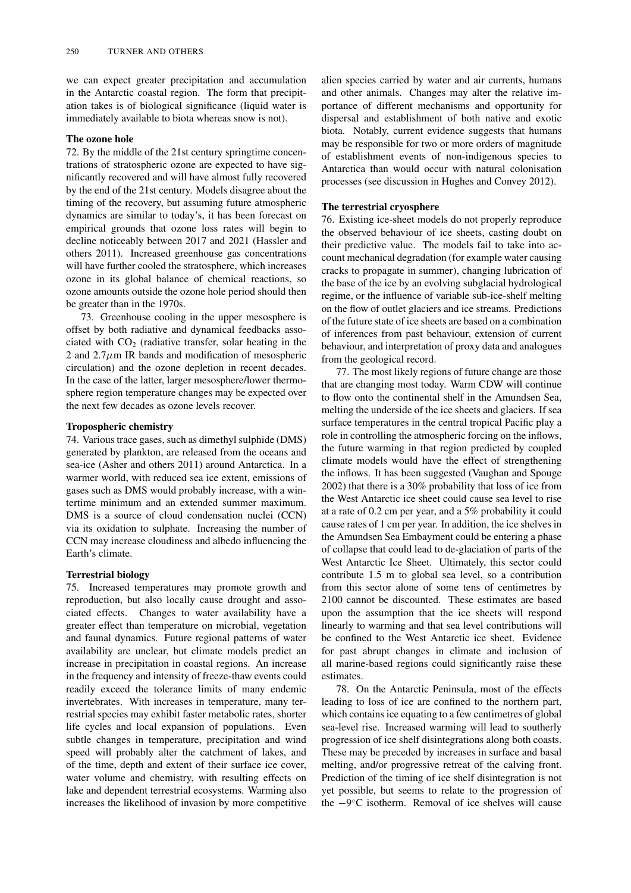we can expect greater precipitation and accumulation in the Antarctic coastal region. The form that precipitation takes is of biological significance (liquid water is immediately available to biota whereas snow is not).

### The ozone hole

72. By the middle of the 21st century springtime concentrations of stratospheric ozone are expected to have significantly recovered and will have almost fully recovered by the end of the 21st century. Models disagree about the timing of the recovery, but assuming future atmospheric dynamics are similar to today's, it has been forecast on empirical grounds that ozone loss rates will begin to decline noticeably between 2017 and 2021 (Hassler and others 2011). Increased greenhouse gas concentrations will have further cooled the stratosphere, which increases ozone in its global balance of chemical reactions, so ozone amounts outside the ozone hole period should then be greater than in the 1970s.

73. Greenhouse cooling in the upper mesosphere is offset by both radiative and dynamical feedbacks associated with $CO_2$ (radiative transfer, solar heating in the 2 and 2.7$\mu$m IR bands and modification of mesospheric circulation) and the ozone depletion in recent decades. In the case of the latter, larger mesosphere/lower thermosphere region temperature changes may be expected over the next few decades as ozone levels recover.

### Tropospheric chemistry

74. Various trace gases, such as dimethyl sulphide (DMS) generated by plankton, are released from the oceans and sea-ice (Asher and others 2011) around Antarctica. In a warmer world, with reduced sea ice extent, emissions of gases such as DMS would probably increase, with a wintertime minimum and an extended summer maximum. DMS is a source of cloud condensation nuclei (CCN) via its oxidation to sulphate. Increasing the number of CCN may increase cloudiness and albedo influencing the Earth's climate.

### Terrestrial biology

75. Increased temperatures may promote growth and reproduction, but also locally cause drought and associated effects. Changes to water availability have a greater effect than temperature on microbial, vegetation and faunal dynamics. Future regional patterns of water availability are unclear, but climate models predict an increase in precipitation in coastal regions. An increase in the frequency and intensity of freeze-thaw events could readily exceed the tolerance limits of many endemic invertebrates. With increases in temperature, many terrestrial species may exhibit faster metabolic rates, shorter life cycles and local expansion of populations. Even subtle changes in temperature, precipitation and wind speed will probably alter the catchment of lakes, and of the time, depth and extent of their surface ice cover, water volume and chemistry, with resulting effects on lake and dependent terrestrial ecosystems. Warming also increases the likelihood of invasion by more competitive alien species carried by water and air currents, humans and other animals. Changes may alter the relative importance of different mechanisms and opportunity for dispersal and establishment of both native and exotic biota. Notably, current evidence suggests that humans may be responsible for two or more orders of magnitude of establishment events of non-indigenous species to Antarctica than would occur with natural colonisation processes (see discussion in Hughes and Convey 2012).

### The terrestrial cryosphere

76. Existing ice-sheet models do not properly reproduce the observed behaviour of ice sheets, casting doubt on their predictive value. The models fail to take into account mechanical degradation (for example water causing cracks to propagate in summer), changing lubrication of the base of the ice by an evolving subglacial hydrological regime, or the influence of variable sub-ice-shelf melting on the flow of outlet glaciers and ice streams. Predictions of the future state of ice sheets are based on a combination of inferences from past behaviour, extension of current behaviour, and interpretation of proxy data and analogues from the geological record.

77. The most likely regions of future change are those that are changing most today. Warm CDW will continue to flow onto the continental shelf in the Amundsen Sea, melting the underside of the ice sheets and glaciers. If sea surface temperatures in the central tropical Pacific play a role in controlling the atmospheric forcing on the inflows, the future warming in that region predicted by coupled climate models would have the effect of strengthening the inflows. It has been suggested (Vaughan and Spouge 2002) that there is a 30% probability that loss of ice from the West Antarctic ice sheet could cause sea level to rise at a rate of 0.2 cm per year, and a 5% probability it could cause rates of 1 cm per year. In addition, the ice shelves in the Amundsen Sea Embayment could be entering a phase of collapse that could lead to de-glaciation of parts of the West Antarctic Ice Sheet. Ultimately, this sector could contribute 1.5 m to global sea level, so a contribution from this sector alone of some tens of centimetres by 2100 cannot be discounted. These estimates are based upon the assumption that the ice sheets will respond linearly to warming and that sea level contributions will be confined to the West Antarctic ice sheet. Evidence for past abrupt changes in climate and inclusion of all marine-based regions could significantly raise these estimates.

78. On the Antarctic Peninsula, most of the effects leading to loss of ice are confined to the northern part, which contains ice equating to a few centimetres of global sea-level rise. Increased warming will lead to southerly progression of ice shelf disintegrations along both coasts. These may be preceded by increases in surface and basal melting, and/or progressive retreat of the calving front. Prediction of the timing of ice shelf disintegration is not yet possible, but seems to relate to the progression of the $-9^{\circ}$C isotherm. Removal of ice shelves will cause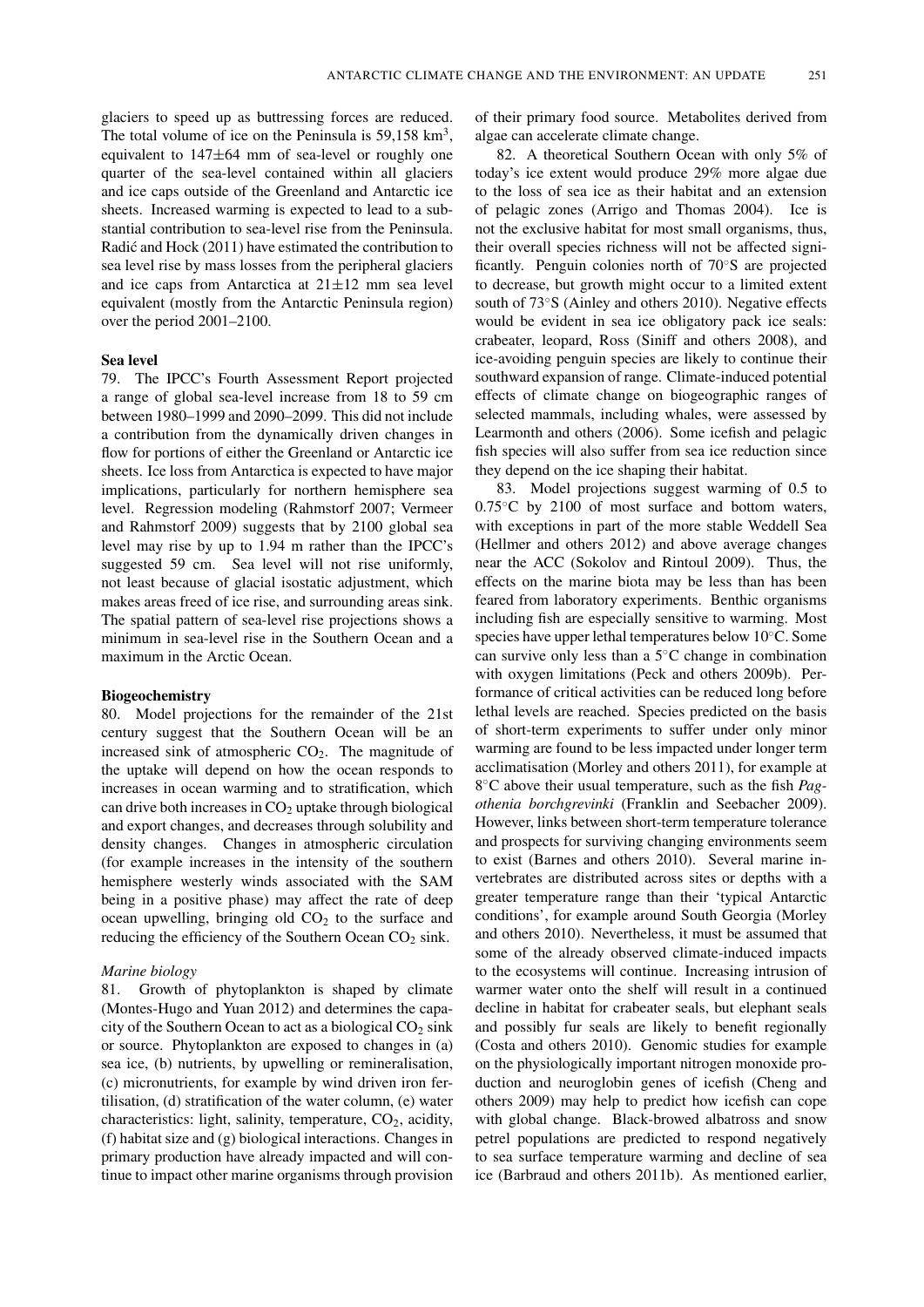glaciers to speed up as buttressing forces are reduced. The total volume of ice on the Peninsula is 59,158 km$^3$, equivalent to 147±64 mm of sea-level or roughly one quarter of the sea-level contained within all glaciers and ice caps outside of the Greenland and Antarctic ice sheets. Increased warming is expected to lead to a substantial contribution to sea-level rise from the Peninsula. Radić and Hock (2011) have estimated the contribution to sea level rise by mass losses from the peripheral glaciers and ice caps from Antarctica at 21±12 mm sea level equivalent (mostly from the Antarctic Peninsula region) over the period 2001–2100.

### Sea level

79. The IPCC's Fourth Assessment Report projected a range of global sea-level increase from 18 to 59 cm between 1980–1999 and 2090–2099. This did not include a contribution from the dynamically driven changes in flow for portions of either the Greenland or Antarctic ice sheets. Ice loss from Antarctica is expected to have major implications, particularly for northern hemisphere sea level. Regression modeling (Rahmstorf 2007; Vermeer and Rahmstorf 2009) suggests that by 2100 global sea level may rise by up to 1.94 m rather than the IPCC's suggested 59 cm. Sea level will not rise uniformly, not least because of glacial isostatic adjustment, which makes areas freed of ice rise, and surrounding areas sink. The spatial pattern of sea-level rise projections shows a minimum in sea-level rise in the Southern Ocean and a maximum in the Arctic Ocean.

### Biogeochemistry

80. Model projections for the remainder of the 21st century suggest that the Southern Ocean will be an increased sink of atmospheric $CO_2$. The magnitude of the uptake will depend on how the ocean responds to increases in ocean warming and to stratification, which can drive both increases in $CO_2$ uptake through biological and export changes, and decreases through solubility and density changes. Changes in atmospheric circulation (for example increases in the intensity of the southern hemisphere westerly winds associated with the SAM being in a positive phase) may affect the rate of deep ocean upwelling, bringing old $CO_2$ to the surface and reducing the efficiency of the Southern Ocean $CO_2$ sink.

#### *Marine biology*

81. Growth of phytoplankton is shaped by climate (Montes-Hugo and Yuan 2012) and determines the capacity of the Southern Ocean to act as a biological $CO_2$ sink or source. Phytoplankton are exposed to changes in (a) sea ice, (b) nutrients, by upwelling or remineralisation, (c) micronutrients, for example by wind driven iron fertilisation, (d) stratification of the water column, (e) water characteristics: light, salinity, temperature, $CO_2$, acidity, (f) habitat size and (g) biological interactions. Changes in primary production have already impacted and will continue to impact other marine organisms through provision of their primary food source. Metabolites derived from algae can accelerate climate change.

82. A theoretical Southern Ocean with only 5% of today's ice extent would produce 29% more algae due to the loss of sea ice as their habitat and an extension of pelagic zones (Arrigo and Thomas 2004). Ice is not the exclusive habitat for most small organisms, thus, their overall species richness will not be affected significantly. Penguin colonies north of 70°S are projected to decrease, but growth might occur to a limited extent south of 73°S (Ainley and others 2010). Negative effects would be evident in sea ice obligatory pack ice seals: crabeater, leopard, Ross (Siniff and others 2008), and ice-avoiding penguin species are likely to continue their southward expansion of range. Climate-induced potential effects of climate change on biogeographic ranges of selected mammals, including whales, were assessed by Learmonth and others (2006). Some icefish and pelagic fish species will also suffer from sea ice reduction since they depend on the ice shaping their habitat.

83. Model projections suggest warming of 0.5 to 0.75°C by 2100 of most surface and bottom waters, with exceptions in part of the more stable Weddell Sea (Hellmer and others 2012) and above average changes near the ACC (Sokolov and Rintoul 2009). Thus, the effects on the marine biota may be less than has been feared from laboratory experiments. Benthic organisms including fish are especially sensitive to warming. Most species have upper lethal temperatures below 10°C. Some can survive only less than a 5°C change in combination with oxygen limitations (Peck and others 2009b). Performance of critical activities can be reduced long before lethal levels are reached. Species predicted on the basis of short-term experiments to suffer under only minor warming are found to be less impacted under longer term acclimatisation (Morley and others 2011), for example at 8°C above their usual temperature, such as the fish *Pagothenia borchgrevinki* (Franklin and Seebacher 2009). However, links between short-term temperature tolerance and prospects for surviving changing environments seem to exist (Barnes and others 2010). Several marine invertebrates are distributed across sites or depths with a greater temperature range than their 'typical Antarctic conditions', for example around South Georgia (Morley and others 2010). Nevertheless, it must be assumed that some of the already observed climate-induced impacts to the ecosystems will continue. Increasing intrusion of warmer water onto the shelf will result in a continued decline in habitat for crabeater seals, but elephant seals and possibly fur seals are likely to benefit regionally (Costa and others 2010). Genomic studies for example on the physiologically important nitrogen monoxide production and neuroglobin genes of icefish (Cheng and others 2009) may help to predict how icefish can cope with global change. Black-browed albatross and snow petrel populations are predicted to respond negatively to sea surface temperature warming and decline of sea ice (Barbraud and others 2011b). As mentioned earlier,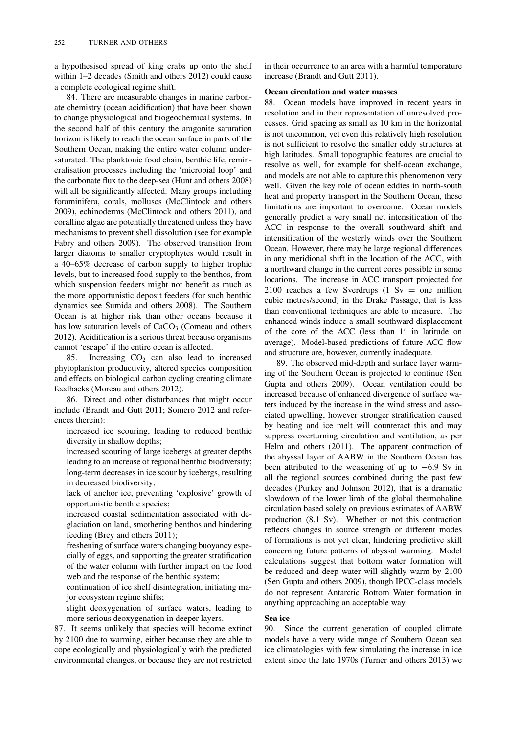a hypothesised spread of king crabs up onto the shelf within 1–2 decades (Smith and others 2012) could cause a complete ecological regime shift.

84. There are measurable changes in marine carbonate chemistry (ocean acidification) that have been shown to change physiological and biogeochemical systems. In the second half of this century the aragonite saturation horizon is likely to reach the ocean surface in parts of the Southern Ocean, making the entire water column undersaturated. The planktonic food chain, benthic life, remineralisation processes including the 'microbial loop' and the carbonate flux to the deep-sea (Hunt and others 2008) will all be significantly affected. Many groups including foraminifera, corals, molluscs (McClintock and others 2009), echinoderms (McClintock and others 2011), and coralline algae are potentially threatened unless they have mechanisms to prevent shell dissolution (see for example Fabry and others 2009). The observed transition from larger diatoms to smaller cryptophytes would result in a 40–65% decrease of carbon supply to higher trophic levels, but to increased food supply to the benthos, from which suspension feeders might not benefit as much as the more opportunistic deposit feeders (for such benthic dynamics see Sumida and others 2008). The Southern Ocean is at higher risk than other oceans because it has low saturation levels of $CaCO_3$ (Comeau and others 2012). Acidification is a serious threat because organisms cannot 'escape' if the entire ocean is affected.

85. Increasing $CO_2$ can also lead to increased phytoplankton productivity, altered species composition and effects on biological carbon cycling creating climate feedbacks (Moreau and others 2012).

86. Direct and other disturbances that might occur include (Brandt and Gutt 2011; Somero 2012 and references therein):

increased ice scouring, leading to reduced benthic diversity in shallow depths;

increased scouring of large icebergs at greater depths leading to an increase of regional benthic biodiversity;

long-term decreases in ice scour by icebergs, resulting in decreased biodiversity;

lack of anchor ice, preventing 'explosive' growth of opportunistic benthic species;

increased coastal sedimentation associated with deglaciation on land, smothering benthos and hindering feeding (Brey and others 2011);

freshening of surface waters changing buoyancy especially of eggs, and supporting the greater stratification of the water column with further impact on the food web and the response of the benthic system;

continuation of ice shelf disintegration, initiating major ecosystem regime shifts;

slight deoxygenation of surface waters, leading to more serious deoxygenation in deeper layers.

87. It seems unlikely that species will become extinct by 2100 due to warming, either because they are able to cope ecologically and physiologically with the predicted environmental changes, or because they are not restricted in their occurrence to an area with a harmful temperature increase (Brandt and Gutt 2011).

### Ocean circulation and water masses

88. Ocean models have improved in recent years in resolution and in their representation of unresolved processes. Grid spacing as small as 10 km in the horizontal is not uncommon, yet even this relatively high resolution is not sufficient to resolve the smaller eddy structures at high latitudes. Small topographic features are crucial to resolve as well, for example for shelf-ocean exchange, and models are not able to capture this phenomenon very well. Given the key role of ocean eddies in north-south heat and property transport in the Southern Ocean, these limitations are important to overcome. Ocean models generally predict a very small net intensification of the ACC in response to the overall southward shift and intensification of the westerly winds over the Southern Ocean. However, there may be large regional differences in any meridional shift in the location of the ACC, with a northward change in the current cores possible in some locations. The increase in ACC transport projected for 2100 reaches a few Sverdrups (1 Sv = one million cubic metres/second) in the Drake Passage, that is less than conventional techniques are able to measure. The enhanced winds induce a small southward displacement of the core of the ACC (less than $1^\circ$ in latitude on average). Model-based predictions of future ACC flow and structure are, however, currently inadequate.

89. The observed mid-depth and surface layer warming of the Southern Ocean is projected to continue (Sen Gupta and others 2009). Ocean ventilation could be increased because of enhanced divergence of surface waters induced by the increase in the wind stress and associated upwelling, however stronger stratification caused by heating and ice melt will counteract this and may suppress overturning circulation and ventilation, as per Helm and others (2011). The apparent contraction of the abyssal layer of AABW in the Southern Ocean has been attributed to the weakening of up to $-6.9$ Sv in all the regional sources combined during the past few decades (Purkey and Johnson 2012), that is a dramatic slowdown of the lower limb of the global thermohaline circulation based solely on previous estimates of AABW production (8.1 Sv). Whether or not this contraction reflects changes in source strength or different modes of formations is not yet clear, hindering predictive skill concerning future patterns of abyssal warming. Model calculations suggest that bottom water formation will be reduced and deep water will slightly warm by 2100 (Sen Gupta and others 2009), though IPCC-class models do not represent Antarctic Bottom Water formation in anything approaching an acceptable way.

### Sea ice

90. Since the current generation of coupled climate models have a very wide range of Southern Ocean sea ice climatologies with few simulating the increase in ice extent since the late 1970s (Turner and others 2013) we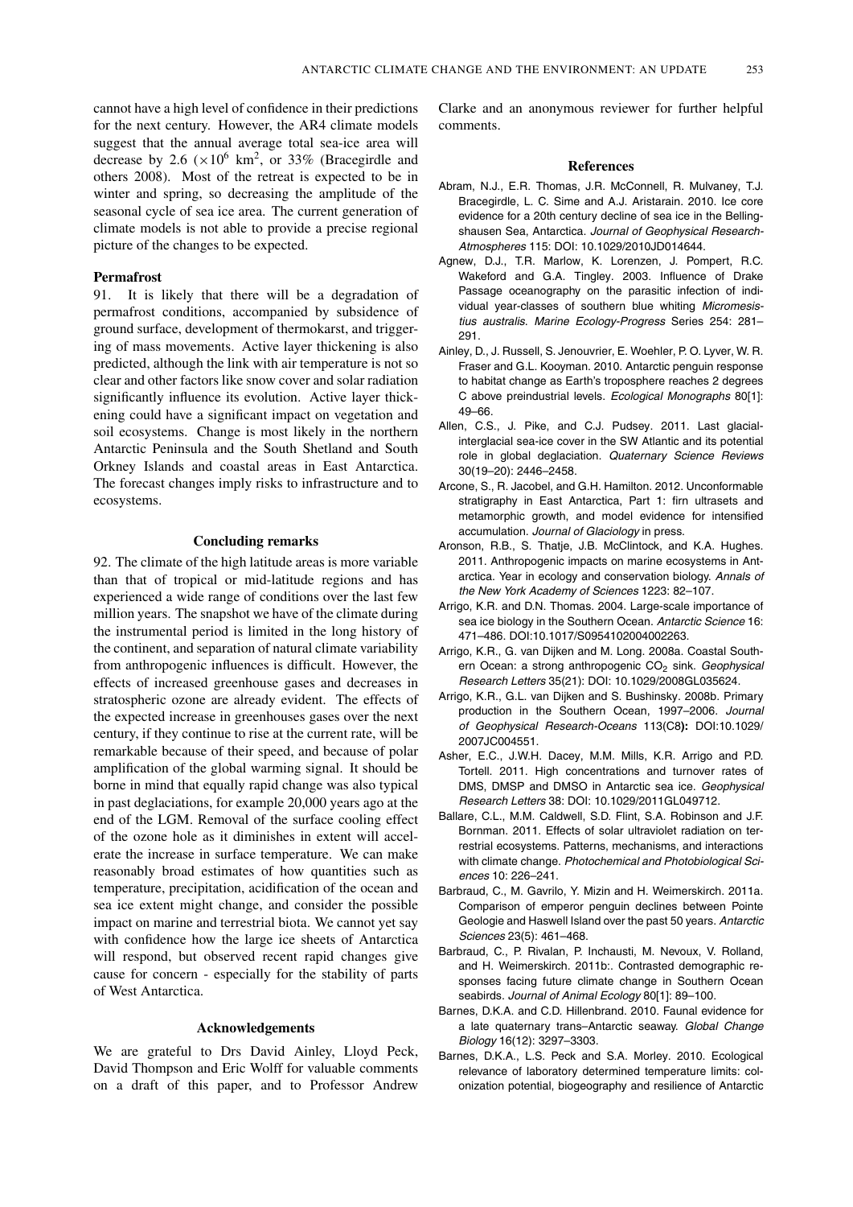cannot have a high level of confidence in their predictions for the next century. However, the AR4 climate models suggest that the annual average total sea-ice area will decrease by 2.6 ($\times 10^6$ km$^2$, or 33% (Bracegirdle and others 2008). Most of the retreat is expected to be in winter and spring, so decreasing the amplitude of the seasonal cycle of sea ice area. The current generation of climate models is not able to provide a precise regional picture of the changes to be expected.

### Permafrost

91. It is likely that there will be a degradation of permafrost conditions, accompanied by subsidence of ground surface, development of thermokarst, and triggering of mass movements. Active layer thickening is also predicted, although the link with air temperature is not so clear and other factors like snow cover and solar radiation significantly influence its evolution. Active layer thickening could have a significant impact on vegetation and soil ecosystems. Change is most likely in the northern Antarctic Peninsula and the South Shetland and South Orkney Islands and coastal areas in East Antarctica. The forecast changes imply risks to infrastructure and to ecosystems.

## Concluding remarks

92. The climate of the high latitude areas is more variable than that of tropical or mid-latitude regions and has experienced a wide range of conditions over the last few million years. The snapshot we have of the climate during the instrumental period is limited in the long history of the continent, and separation of natural climate variability from anthropogenic influences is difficult. However, the effects of increased greenhouse gases and decreases in stratospheric ozone are already evident. The effects of the expected increase in greenhouses gases over the next century, if they continue to rise at the current rate, will be remarkable because of their speed, and because of polar amplification of the global warming signal. It should be borne in mind that equally rapid change was also typical in past deglaciations, for example 20,000 years ago at the end of the LGM. Removal of the surface cooling effect of the ozone hole as it diminishes in extent will accelerate the increase in surface temperature. We can make reasonably broad estimates of how quantities such as temperature, precipitation, acidification of the ocean and sea ice extent might change, and consider the possible impact on marine and terrestrial biota. We cannot yet say with confidence how the large ice sheets of Antarctica will respond, but observed recent rapid changes give cause for concern - especially for the stability of parts of West Antarctica.

## Acknowledgements

We are grateful to Drs David Ainley, Lloyd Peck, David Thompson and Eric Wolff for valuable comments on a draft of this paper, and to Professor Andrew Clarke and an anonymous reviewer for further helpful comments.

## References

Abram, N.J., E.R. Thomas, J.R. McConnell, R. Mulvaney, T.J. Bracegirdle, L. C. Sime and A.J. Aristarain. 2010. Ice core evidence for a 20th century decline of sea ice in the Bellingshausen Sea, Antarctica. *Journal of Geophysical Research-Atmospheres* 115: DOI: 10.1029/2010JD014644.

Agnew, D.J., T.R. Marlow, K. Lorenzen, J. Pompert, R.C. Wakeford and G.A. Tingley. 2003. Influence of Drake Passage oceanography on the parasitic infection of individual year-classes of southern blue whiting *Micromesistius australis*. *Marine Ecology-Progress* Series 254: 281–291.

Ainley, D., J. Russell, S. Jenouvrier, E. Woehler, P. O. Lyver, W. R. Fraser and G.L. Kooyman. 2010. Antarctic penguin response to habitat change as Earth's troposphere reaches 2 degrees C above preindustrial levels. *Ecological Monographs* 80[1]: 49–66.

Allen, C.S., J. Pike, and C.J. Pudsey. 2011. Last glacial-interglacial sea-ice cover in the SW Atlantic and its potential role in global deglaciation. *Quaternary Science Reviews* 30(19–20): 2446–2458.

Arcone, S., R. Jacobel, and G.H. Hamilton. 2012. Unconformable stratigraphy in East Antarctica, Part 1: firn ultrasets and metamorphic growth, and model evidence for intensified accumulation. *Journal of Glaciology* in press.

Aronson, R.B., S. Thatje, J.B. McClintock, and K.A. Hughes. 2011. Anthropogenic impacts on marine ecosystems in Antarctica. Year in ecology and conservation biology. *Annals of the New York Academy of Sciences* 1223: 82–107.

Arrigo, K.R. and D.N. Thomas. 2004. Large-scale importance of sea ice biology in the Southern Ocean. *Antarctic Science* 16: 471–486. DOI:10.1017/S0954102004002263.

Arrigo, K.R., G. van Dijken and M. Long. 2008a. Coastal Southern Ocean: a strong anthropogenic $CO_2$ sink. *Geophysical Research Letters* 35(21): DOI: 10.1029/2008GL035624.

Arrigo, K.R., G.L. van Dijken and S. Bushinsky. 2008b. Primary production in the Southern Ocean, 1997–2006. *Journal of Geophysical Research-Oceans* 113(C8): DOI:10.1029/2007JC004551.

Asher, E.C., J.W.H. Dacey, M.M. Mills, K.R. Arrigo and P.D. Tortell. 2011. High concentrations and turnover rates of DMS, DMSP and DMSO in Antarctic sea ice. *Geophysical Research Letters* 38: DOI: 10.1029/2011GL049712.

Ballare, C.L., M.M. Caldwell, S.D. Flint, S.A. Robinson and J.F. Bornman. 2011. Effects of solar ultraviolet radiation on terrestrial ecosystems. Patterns, mechanisms, and interactions with climate change. *Photochemical and Photobiological Sciences* 10: 226–241.

Barbraud, C., M. Gavrilo, Y. Mizin and H. Weimerskirch. 2011a. Comparison of emperor penguin declines between Pointe Geologie and Haswell Island over the past 50 years. *Antarctic Sciences* 23(5): 461–468.

Barbraud, C., P. Rivalan, P. Inchausti, M. Nevoux, V. Rolland, and H. Weimerskirch. 2011b:. Contrasted demographic responses facing future climate change in Southern Ocean seabirds. *Journal of Animal Ecology* 80[1]: 89–100.

Barnes, D.K.A. and C.D. Hillenbrand. 2010. Faunal evidence for a late quaternary trans–Antarctic seaway. *Global Change Biology* 16(12): 3297–3303.

Barnes, D.K.A., L.S. Peck and S.A. Morley. 2010. Ecological relevance of laboratory determined temperature limits: colonization potential, biogeography and resilience of Antarctic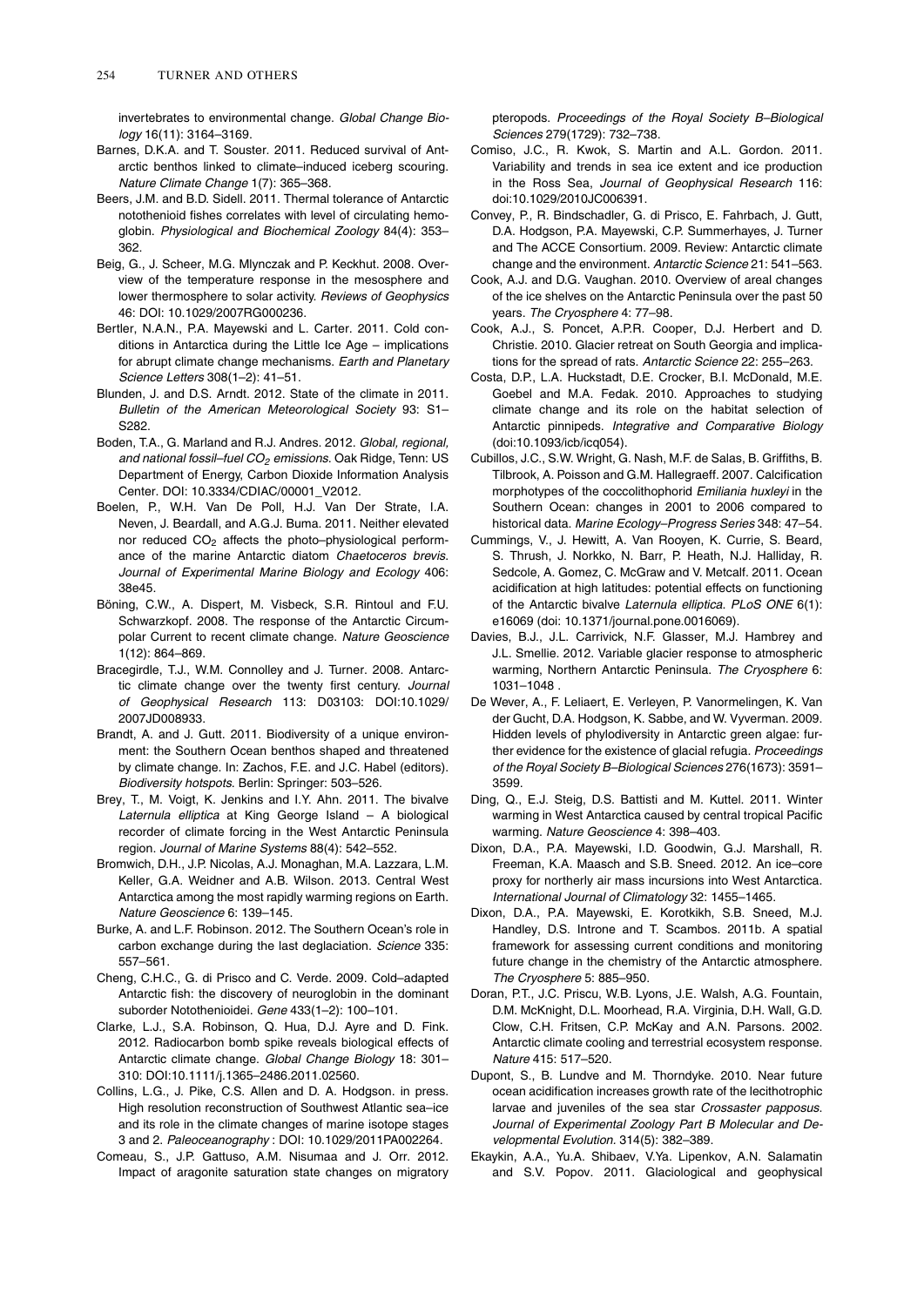invertebrates to environmental change. *Global Change Biology* 16(11): 3164–3169.

Barnes, D.K.A. and T. Souster. 2011. Reduced survival of Antarctic benthos linked to climate–induced iceberg scouring. *Nature Climate Change* 1(7): 365–368.

Beers, J.M. and B.D. Sidell. 2011. Thermal tolerance of Antarctic notothenioid fishes correlates with level of circulating hemoglobin. *Physiological and Biochemical Zoology* 84(4): 353–362.

Beig, G., J. Scheer, M.G. Mlynczak and P. Keckhut. 2008. Overview of the temperature response in the mesosphere and lower thermosphere to solar activity. *Reviews of Geophysics* 46: DOI: 10.1029/2007RG000236.

Bertler, N.A.N., P.A. Mayewski and L. Carter. 2011. Cold conditions in Antarctica during the Little Ice Age – implications for abrupt climate change mechanisms. *Earth and Planetary Science Letters* 308(1–2): 41–51.

Blunden, J. and D.S. Arndt. 2012. State of the climate in 2011. *Bulletin of the American Meteorological Society* 93: S1–S282.

Boden, T.A., G. Marland and R.J. Andres. 2012. *Global, regional, and national fossil–fuel $CO_2$ emissions*. Oak Ridge, Tenn: US Department of Energy, Carbon Dioxide Information Analysis Center. DOI: 10.3334/CDIAC/00001_V2012.

Boelen, P., W.H. Van De Poll, H.J. Van Der Strate, I.A. Neven, J. Beardall, and A.G.J. Buma. 2011. Neither elevated nor reduced $CO_2$ affects the photo–physiological performance of the marine Antarctic diatom *Chaetoceros brevis*. *Journal of Experimental Marine Biology and Ecology* 406: 38e45.

Böning, C.W., A. Dispert, M. Visbeck, S.R. Rintoul and F.U. Schwarzkopf. 2008. The response of the Antarctic Circumpolar Current to recent climate change. *Nature Geoscience* 1(12): 864–869.

Bracegirdle, T.J., W.M. Connolley and J. Turner. 2008. Antarctic climate change over the twenty first century. *Journal of Geophysical Research* 113: D03103: DOI:10.1029/2007JD008933.

Brandt, A. and J. Gutt. 2011. Biodiversity of a unique environment: the Southern Ocean benthos shaped and threatened by climate change. In: Zachos, F.E. and J.C. Habel (editors). *Biodiversity hotspots*. Berlin: Springer: 503–526.

Brey, T., M. Voigt, K. Jenkins and I.Y. Ahn. 2011. The bivalve *Laternula elliptica* at King George Island – A biological recorder of climate forcing in the West Antarctic Peninsula region. *Journal of Marine Systems* 88(4): 542–552.

Bromwich, D.H., J.P. Nicolas, A.J. Monaghan, M.A. Lazzara, L.M. Keller, G.A. Weidner and A.B. Wilson. 2013. Central West Antarctica among the most rapidly warming regions on Earth. *Nature Geoscience* 6: 139–145.

Burke, A. and L.F. Robinson. 2012. The Southern Ocean's role in carbon exchange during the last deglaciation. *Science* 335: 557–561.

Cheng, C.H.C., G. di Prisco and C. Verde. 2009. Cold–adapted Antarctic fish: the discovery of neuroglobin in the dominant suborder Notothenioidei. *Gene* 433(1–2): 100–101.

Clarke, L.J., S.A. Robinson, Q. Hua, D.J. Ayre and D. Fink. 2012. Radiocarbon bomb spike reveals biological effects of Antarctic climate change. *Global Change Biology* 18: 301–310: DOI:10.1111/j.1365–2486.2011.02560.

Collins, L.G., J. Pike, C.S. Allen and D. A. Hodgson. in press. High resolution reconstruction of Southwest Atlantic sea–ice and its role in the climate changes of marine isotope stages 3 and 2. *Paleoceanography* : DOI: 10.1029/2011PA002264.

Comeau, S., J.P. Gattuso, A.M. Nisumaa and J. Orr. 2012. Impact of aragonite saturation state changes on migratory pteropods. *Proceedings of the Royal Society B–Biological Sciences* 279(1729): 732–738.

Comiso, J.C., R. Kwok, S. Martin and A.L. Gordon. 2011. Variability and trends in sea ice extent and ice production in the Ross Sea, *Journal of Geophysical Research* 116: doi:10.1029/2010JC006391.

Convey, P., R. Bindschadler, G. di Prisco, E. Fahrbach, J. Gutt, D.A. Hodgson, P.A. Mayewski, C.P. Summerhayes, J. Turner and The ACCE Consortium. 2009. Review: Antarctic climate change and the environment. *Antarctic Science* 21: 541–563.

Cook, A.J. and D.G. Vaughan. 2010. Overview of areal changes of the ice shelves on the Antarctic Peninsula over the past 50 years. *The Cryosphere* 4: 77–98.

Cook, A.J., S. Poncet, A.P.R. Cooper, D.J. Herbert and D. Christie. 2010. Glacier retreat on South Georgia and implications for the spread of rats. *Antarctic Science* 22: 255–263.

Costa, D.P., L.A. Huckstadt, D.E. Crocker, B.I. McDonald, M.E. Goebel and M.A. Fedak. 2010. Approaches to studying climate change and its role on the habitat selection of Antarctic pinnipeds. *Integrative and Comparative Biology* (doi:10.1093/icb/icq054).

Cubillos, J.C., S.W. Wright, G. Nash, M.F. de Salas, B. Griffiths, B. Tilbrook, A. Poisson and G.M. Hallegraeff. 2007. Calcification morphotypes of the coccolithophorid *Emiliania huxleyi* in the Southern Ocean: changes in 2001 to 2006 compared to historical data. *Marine Ecology–Progress Series* 348: 47–54.

Cummings, V., J. Hewitt, A. Van Rooyen, K. Currie, S. Beard, S. Thrush, J. Norkko, N. Barr, P. Heath, N.J. Halliday, R. Sedcole, A. Gomez, C. McGraw and V. Metcalf. 2011. Ocean acidification at high latitudes: potential effects on functioning of the Antarctic bivalve *Laternula elliptica*. *PLoS ONE* 6(1): e16069 (doi: 10.1371/journal.pone.0016069).

Davies, B.J., J.L. Carrivick, N.F. Glasser, M.J. Hambrey and J.L. Smellie. 2012. Variable glacier response to atmospheric warming, Northern Antarctic Peninsula. *The Cryosphere* 6: 1031–1048 .

De Wever, A., F. Leliaert, E. Verleyen, P. Vanormelingen, K. Van der Gucht, D.A. Hodgson, K. Sabbe, and W. Vyverman. 2009. Hidden levels of phylodiversity in Antarctic green algae: further evidence for the existence of glacial refugia. *Proceedings of the Royal Society B–Biological Sciences* 276(1673): 3591–3599.

Ding, Q., E.J. Steig, D.S. Battisti and M. Kuttel. 2011. Winter warming in West Antarctica caused by central tropical Pacific warming. *Nature Geoscience* 4: 398–403.

Dixon, D.A., P.A. Mayewski, I.D. Goodwin, G.J. Marshall, R. Freeman, K.A. Maasch and S.B. Sneed. 2012. An ice–core proxy for northerly air mass incursions into West Antarctica. *International Journal of Climatology* 32: 1455–1465.

Dixon, D.A., P.A. Mayewski, E. Korotkikh, S.B. Sneed, M.J. Handley, D.S. Introne and T. Scambos. 2011b. A spatial framework for assessing current conditions and monitoring future change in the chemistry of the Antarctic atmosphere. *The Cryosphere* 5: 885–950.

Doran, P.T., J.C. Priscu, W.B. Lyons, J.E. Walsh, A.G. Fountain, D.M. McKnight, D.L. Moorhead, R.A. Virginia, D.H. Wall, G.D. Clow, C.H. Fritsen, C.P. McKay and A.N. Parsons. 2002. Antarctic climate cooling and terrestrial ecosystem response. *Nature* 415: 517–520.

Dupont, S., B. Lundve and M. Thorndyke. 2010. Near future ocean acidification increases growth rate of the lecithotrophic larvae and juveniles of the sea star *Crossaster papposus*. *Journal of Experimental Zoology Part B Molecular and Developmental Evolution*. 314(5): 382–389.

Ekaykin, A.A., Yu.A. Shibaev, V.Ya. Lipenkov, A.N. Salamatin and S.V. Popov. 2011. Glaciological and geophysical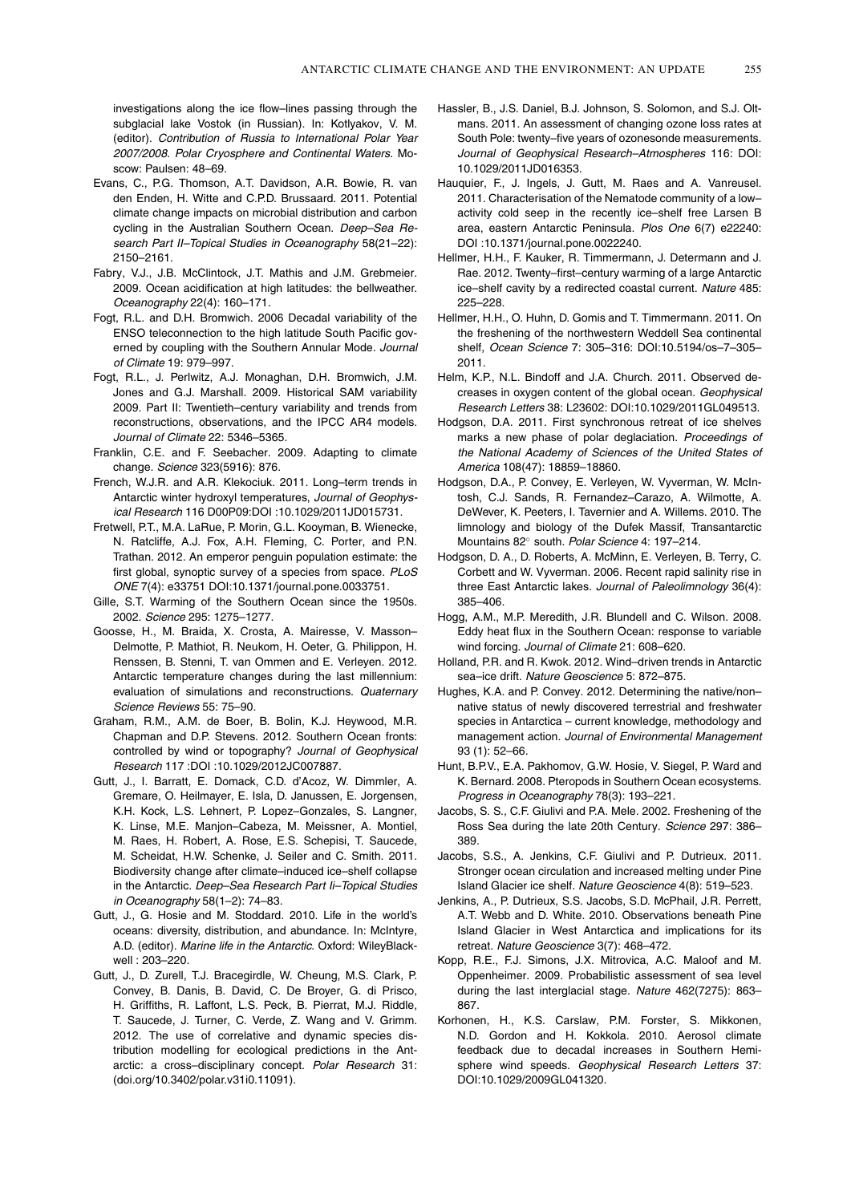investigations along the ice flow–lines passing through the subglacial lake Vostok (in Russian). In: Kotlyakov, V. M. (editor). *Contribution of Russia to International Polar Year 2007/2008. Polar Cryosphere and Continental Waters*. Moscow: Paulsen: 48–69.

Evans, C., P.G. Thomson, A.T. Davidson, A.R. Bowie, R. van den Enden, H. Witte and C.P.D. Brussaard. 2011. Potential climate change impacts on microbial distribution and carbon cycling in the Australian Southern Ocean. *Deep–Sea Research Part II–Topical Studies in Oceanography* 58(21–22): 2150–2161.

Fabry, V.J., J.B. McClintock, J.T. Mathis and J.M. Grebmeier. 2009. Ocean acidification at high latitudes: the bellweather. *Oceanography* 22(4): 160–171.

Fogt, R.L. and D.H. Bromwich. 2006 Decadal variability of the ENSO teleconnection to the high latitude South Pacific governed by coupling with the Southern Annular Mode. *Journal of Climate* 19: 979–997.

Fogt, R.L., J. Perlwitz, A.J. Monaghan, D.H. Bromwich, J.M. Jones and G.J. Marshall. 2009. Historical SAM variability 2009. Part II: Twentieth–century variability and trends from reconstructions, observations, and the IPCC AR4 models. *Journal of Climate* 22: 5346–5365.

Franklin, C.E. and F. Seebacher. 2009. Adapting to climate change. *Science* 323(5916): 876.

French, W.J.R. and A.R. Klekociuk. 2011. Long–term trends in Antarctic winter hydroxyl temperatures, *Journal of Geophysical Research* 116 D00P09:DOI :10.1029/2011JD015731.

Fretwell, P.T., M.A. LaRue, P. Morin, G.L. Kooyman, B. Wienecke, N. Ratcliffe, A.J. Fox, A.H. Fleming, C. Porter, and P.N. Trathan. 2012. An emperor penguin population estimate: the first global, synoptic survey of a species from space. *PLoS ONE* 7(4): e33751 DOI:10.1371/journal.pone.0033751.

Gille, S.T. Warming of the Southern Ocean since the 1950s. 2002. *Science* 295: 1275–1277.

Goosse, H., M. Braida, X. Crosta, A. Mairesse, V. Masson–Delmotte, P. Mathiot, R. Neukom, H. Oeter, G. Philippon, H. Renssen, B. Stenni, T. van Ommen and E. Verleyen. 2012. Antarctic temperature changes during the last millennium: evaluation of simulations and reconstructions. *Quaternary Science Reviews* 55: 75–90.

Graham, R.M., A.M. de Boer, B. Bolin, K.J. Heywood, M.R. Chapman and D.P. Stevens. 2012. Southern Ocean fronts: controlled by wind or topography? *Journal of Geophysical Research* 117 :DOI :10.1029/2012JC007887.

Gutt, J., I. Barratt, E. Domack, C.D. d'Acoz, W. Dimmler, A. Gremare, O. Heilmayer, E. Isla, D. Janussen, E. Jorgensen, K.H. Kock, L.S. Lehnert, P. Lopez–Gonzales, S. Langner, K. Linse, M.E. Manjon–Cabeza, M. Meissner, A. Montiel, M. Raes, H. Robert, A. Rose, E.S. Schepisi, T. Saucede, M. Scheidat, H.W. Schenke, J. Seiler and C. Smith. 2011. Biodiversity change after climate–induced ice–shelf collapse in the Antarctic. *Deep–Sea Research Part Ii–Topical Studies in Oceanography* 58(1–2): 74–83.

Gutt, J., G. Hosie and M. Stoddard. 2010. Life in the world's oceans: diversity, distribution, and abundance. In: McIntyre, A.D. (editor). *Marine life in the Antarctic*. Oxford: WileyBlackwell : 203–220.

Gutt, J., D. Zurell, T.J. Bracegirdle, W. Cheung, M.S. Clark, P. Convey, B. Danis, B. David, C. De Broyer, G. di Prisco, H. Griffiths, R. Laffont, L.S. Peck, B. Pierrat, M.J. Riddle, T. Saucede, J. Turner, C. Verde, Z. Wang and V. Grimm. 2012. The use of correlative and dynamic species distribution modelling for ecological predictions in the Antarctic: a cross–disciplinary concept. *Polar Research* 31: (doi.org/10.3402/polar.v31i0.11091).

Hassler, B., J.S. Daniel, B.J. Johnson, S. Solomon, and S.J. Oltmans. 2011. An assessment of changing ozone loss rates at South Pole: twenty–five years of ozonesonde measurements. *Journal of Geophysical Research–Atmospheres* 116: DOI: 10.1029/2011JD016353.

Hauquier, F., J. Ingels, J. Gutt, M. Raes and A. Vanreusel. 2011. Characterisation of the Nematode community of a low–activity cold seep in the recently ice–shelf free Larsen B area, eastern Antarctic Peninsula. *Plos One* 6(7) e22240: DOI :10.1371/journal.pone.0022240.

Hellmer, H.H., F. Kauker, R. Timmermann, J. Determann and J. Rae. 2012. Twenty–first–century warming of a large Antarctic ice–shelf cavity by a redirected coastal current. *Nature* 485: 225–228.

Hellmer, H.H., O. Huhn, D. Gomis and T. Timmermann. 2011. On the freshening of the northwestern Weddell Sea continental shelf, *Ocean Science* 7: 305–316: DOI:10.5194/os–7–305–2011.

Helm, K.P., N.L. Bindoff and J.A. Church. 2011. Observed decreases in oxygen content of the global ocean. *Geophysical Research Letters* 38: L23602: DOI:10.1029/2011GL049513.

Hodgson, D.A. 2011. First synchronous retreat of ice shelves marks a new phase of polar deglaciation. *Proceedings of the National Academy of Sciences of the United States of America* 108(47): 18859–18860.

Hodgson, D.A., P. Convey, E. Verleyen, W. Vyverman, W. McIntosh, C.J. Sands, R. Fernandez–Carazo, A. Wilmotte, A. DeWever, K. Peeters, I. Tavernier and A. Willems. 2010. The limnology and biology of the Dufek Massif, Transantarctic Mountains 82° south. *Polar Science* 4: 197–214.

Hodgson, D. A., D. Roberts, A. McMinn, E. Verleyen, B. Terry, C. Corbett and W. Vyverman. 2006. Recent rapid salinity rise in three East Antarctic lakes. *Journal of Paleolimnology* 36(4): 385–406.

Hogg, A.M., M.P. Meredith, J.R. Blundell and C. Wilson. 2008. Eddy heat flux in the Southern Ocean: response to variable wind forcing. *Journal of Climate* 21: 608–620.

Holland, P.R. and R. Kwok. 2012. Wind–driven trends in Antarctic sea–ice drift. *Nature Geoscience* 5: 872–875.

Hughes, K.A. and P. Convey. 2012. Determining the native/non–native status of newly discovered terrestrial and freshwater species in Antarctica – current knowledge, methodology and management action. *Journal of Environmental Management* 93 (1): 52–66.

Hunt, B.P.V., E.A. Pakhomov, G.W. Hosie, V. Siegel, P. Ward and K. Bernard. 2008. Pteropods in Southern Ocean ecosystems. *Progress in Oceanography* 78(3): 193–221.

Jacobs, S. S., C.F. Giulivi and P.A. Mele. 2002. Freshening of the Ross Sea during the late 20th Century. *Science* 297: 386–389.

Jacobs, S.S., A. Jenkins, C.F. Giulivi and P. Dutrieux. 2011. Stronger ocean circulation and increased melting under Pine Island Glacier ice shelf. *Nature Geoscience* 4(8): 519–523.

Jenkins, A., P. Dutrieux, S.S. Jacobs, S.D. McPhail, J.R. Perrett, A.T. Webb and D. White. 2010. Observations beneath Pine Island Glacier in West Antarctica and implications for its retreat. *Nature Geoscience* 3(7): 468–472.

Kopp, R.E., F.J. Simons, J.X. Mitrovica, A.C. Maloof and M. Oppenheimer. 2009. Probabilistic assessment of sea level during the last interglacial stage. *Nature* 462(7275): 863–867.

Korhonen, H., K.S. Carslaw, P.M. Forster, S. Mikkonen, N.D. Gordon and H. Kokkola. 2010. Aerosol climate feedback due to decadal increases in Southern Hemisphere wind speeds. *Geophysical Research Letters* 37: DOI:10.1029/2009GL041320.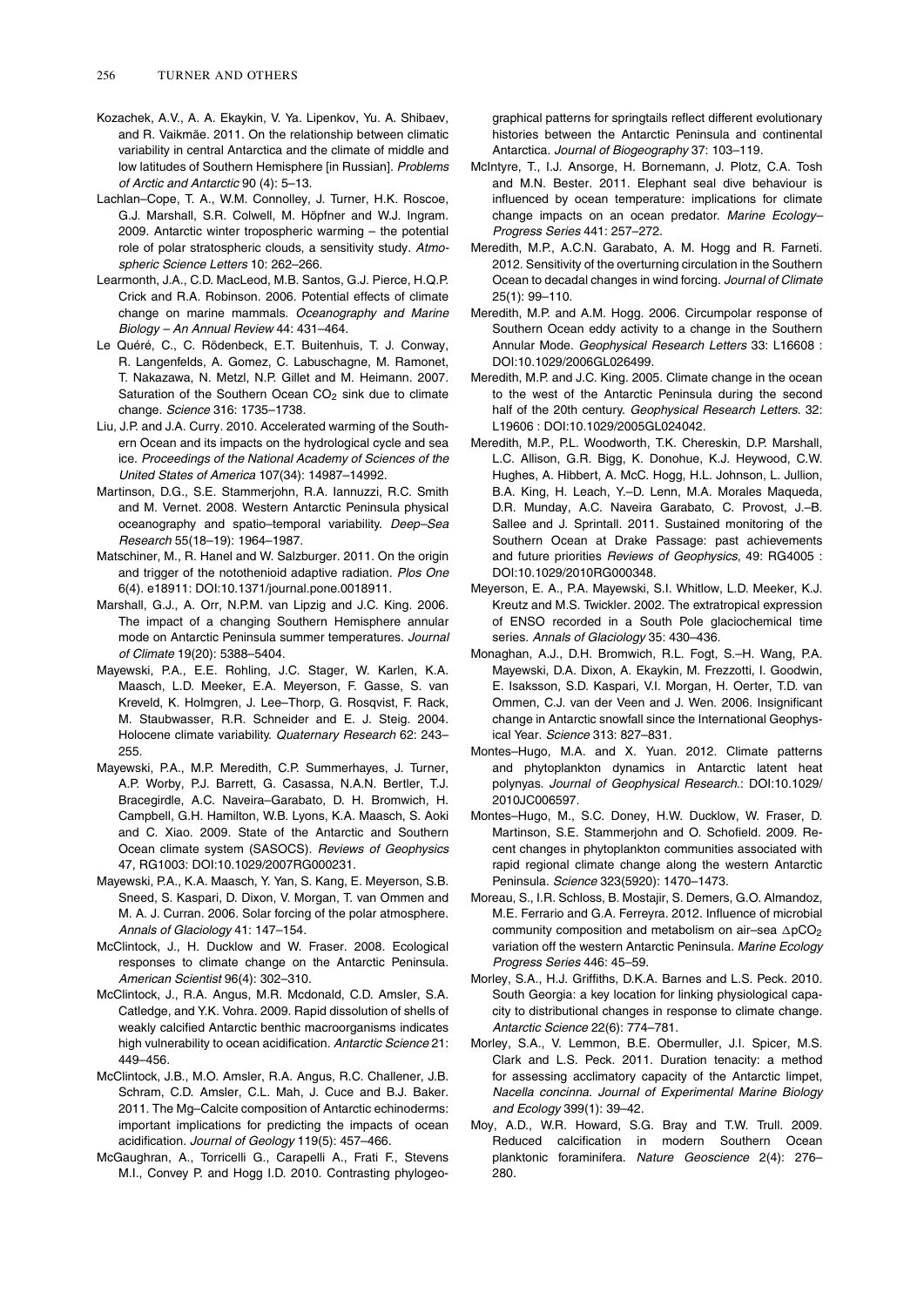Kozachek, A.V., A. A. Ekaykin, V. Ya. Lipenkov, Yu. A. Shibaev, and R. Vaikmäe. 2011. On the relationship between climatic variability in central Antarctica and the climate of middle and low latitudes of Southern Hemisphere [in Russian]. *Problems of Arctic and Antarctic* 90 (4): 5–13.

Lachlan–Cope, T. A., W.M. Connolley, J. Turner, H.K. Roscoe, G.J. Marshall, S.R. Colwell, M. Höpfner and W.J. Ingram. 2009. Antarctic winter tropospheric warming – the potential role of polar stratospheric clouds, a sensitivity study. *Atmospheric Science Letters* 10: 262–266.

Learmonth, J.A., C.D. MacLeod, M.B. Santos, G.J. Pierce, H.Q.P. Crick and R.A. Robinson. 2006. Potential effects of climate change on marine mammals. *Oceanography and Marine Biology – An Annual Review* 44: 431–464.

Le Quéré, C., C. Rödenbeck, E.T. Buitenhuis, T. J. Conway, R. Langenfelds, A. Gomez, C. Labuschagne, M. Ramonet, T. Nakazawa, N. Metzl, N.P. Gillet and M. Heimann. 2007. Saturation of the Southern Ocean $CO_2$ sink due to climate change. *Science* 316: 1735–1738.

Liu, J.P. and J.A. Curry. 2010. Accelerated warming of the Southern Ocean and its impacts on the hydrological cycle and sea ice. *Proceedings of the National Academy of Sciences of the United States of America* 107(34): 14987–14992.

Martinson, D.G., S.E. Stammerjohn, R.A. Iannuzzi, R.C. Smith and M. Vernet. 2008. Western Antarctic Peninsula physical oceanography and spatio–temporal variability. *Deep–Sea Research* 55(18–19): 1964–1987.

Matschiner, M., R. Hanel and W. Salzburger. 2011. On the origin and trigger of the notothenioid adaptive radiation. *Plos One* 6(4). e18911: DOI:10.1371/journal.pone.0018911.

Marshall, G.J., A. Orr, N.P.M. van Lipzig and J.C. King. 2006. The impact of a changing Southern Hemisphere annular mode on Antarctic Peninsula summer temperatures. *Journal of Climate* 19(20): 5388–5404.

Mayewski, P.A., E.E. Rohling, J.C. Stager, W. Karlen, K.A. Maasch, L.D. Meeker, E.A. Meyerson, F. Gasse, S. van Kreveld, K. Holmgren, J. Lee–Thorp, G. Rosqvist, F. Rack, M. Staubwasser, R.R. Schneider and E. J. Steig. 2004. Holocene climate variability. *Quaternary Research* 62: 243–255.

Mayewski, P.A., M.P. Meredith, C.P. Summerhayes, J. Turner, A.P. Worby, P.J. Barrett, G. Casassa, N.A.N. Bertler, T.J. Bracegirdle, A.C. Naveira–Garabato, D. H. Bromwich, H. Campbell, G.H. Hamilton, W.B. Lyons, K.A. Maasch, S. Aoki and C. Xiao. 2009. State of the Antarctic and Southern Ocean climate system (SASOCS). *Reviews of Geophysics* 47, RG1003: DOI:10.1029/2007RG000231.

Mayewski, P.A., K.A. Maasch, Y. Yan, S. Kang, E. Meyerson, S.B. Sneed, S. Kaspari, D. Dixon, V. Morgan, T. van Ommen and M. A. J. Curran. 2006. Solar forcing of the polar atmosphere. *Annals of Glaciology* 41: 147–154.

McClintock, J., H. Ducklow and W. Fraser. 2008. Ecological responses to climate change on the Antarctic Peninsula. *American Scientist* 96(4): 302–310.

McClintock, J., R.A. Angus, M.R. Mcdonald, C.D. Amsler, S.A. Catledge, and Y.K. Vohra. 2009. Rapid dissolution of shells of weakly calcified Antarctic benthic macroorganisms indicates high vulnerability to ocean acidification. *Antarctic Science* 21: 449–456.

McClintock, J.B., M.O. Amsler, R.A. Angus, R.C. Challener, J.B. Schram, C.D. Amsler, C.L. Mah, J. Cuce and B.J. Baker. 2011. The Mg–Calcite composition of Antarctic echinoderms: important implications for predicting the impacts of ocean acidification. *Journal of Geology* 119(5): 457–466.

McGaughran, A., Torricelli G., Carapelli A., Frati F., Stevens M.I., Convey P. and Hogg I.D. 2010. Contrasting phylogeographical patterns for springtails reflect different evolutionary histories between the Antarctic Peninsula and continental Antarctica. *Journal of Biogeography* 37: 103–119.

McIntyre, T., I.J. Ansorge, H. Bornemann, J. Plotz, C.A. Tosh and M.N. Bester. 2011. Elephant seal dive behaviour is influenced by ocean temperature: implications for climate change impacts on an ocean predator. *Marine Ecology–Progress Series* 441: 257–272.

Meredith, M.P., A.C.N. Garabato, A. M. Hogg and R. Farneti. 2012. Sensitivity of the overturning circulation in the Southern Ocean to decadal changes in wind forcing. *Journal of Climate* 25(1): 99–110.

Meredith, M.P. and A.M. Hogg. 2006. Circumpolar response of Southern Ocean eddy activity to a change in the Southern Annular Mode. *Geophysical Research Letters* 33: L16608 : DOI:10.1029/2006GL026499.

Meredith, M.P. and J.C. King. 2005. Climate change in the ocean to the west of the Antarctic Peninsula during the second half of the 20th century. *Geophysical Research Letters.* 32: L19606 : DOI:10.1029/2005GL024042.

Meredith, M.P., P.L. Woodworth, T.K. Chereskin, D.P. Marshall, L.C. Allison, G.R. Bigg, K. Donohue, K.J. Heywood, C.W. Hughes, A. Hibbert, A. McC. Hogg, H.L. Johnson, L. Jullion, B.A. King, H. Leach, Y.–D. Lenn, M.A. Morales Maqueda, D.R. Munday, A.C. Naveira Garabato, C. Provost, J.–B. Sallee and J. Sprintall. 2011. Sustained monitoring of the Southern Ocean at Drake Passage: past achievements and future priorities *Reviews of Geophysics*, 49: RG4005 : DOI:10.1029/2010RG000348.

Meyerson, E. A., P.A. Mayewski, S.I. Whitlow, L.D. Meeker, K.J. Kreutz and M.S. Twickler. 2002. The extratropical expression of ENSO recorded in a South Pole glaciochemical time series. *Annals of Glaciology* 35: 430–436.

Monaghan, A.J., D.H. Bromwich, R.L. Fogt, S.–H. Wang, P.A. Mayewski, D.A. Dixon, A. Ekaykin, M. Frezzotti, I. Goodwin, E. Isaksson, S.D. Kaspari, V.I. Morgan, H. Oerter, T.D. van Ommen, C.J. van der Veen and J. Wen. 2006. Insignificant change in Antarctic snowfall since the International Geophysical Year. *Science* 313: 827–831.

Montes–Hugo, M.A. and X. Yuan. 2012. Climate patterns and phytoplankton dynamics in Antarctic latent heat polynyas. *Journal of Geophysical Research.*: DOI:10.1029/2010JC006597.

Montes–Hugo, M., S.C. Doney, H.W. Ducklow, W. Fraser, D. Martinson, S.E. Stammerjohn and O. Schofield. 2009. Recent changes in phytoplankton communities associated with rapid regional climate change along the western Antarctic Peninsula. *Science* 323(5920): 1470–1473.

Moreau, S., I.R. Schloss, B. Mostajir, S. Demers, G.O. Almandoz, M.E. Ferrario and G.A. Ferreyra. 2012. Influence of microbial community composition and metabolism on air–sea $\Delta pCO_2$ variation off the western Antarctic Peninsula. *Marine Ecology Progress Series* 446: 45–59.

Morley, S.A., H.J. Griffiths, D.K.A. Barnes and L.S. Peck. 2010. South Georgia: a key location for linking physiological capacity to distributional changes in response to climate change. *Antarctic Science* 22(6): 774–781.

Morley, S.A., V. Lemmon, B.E. Obermuller, J.I. Spicer, M.S. Clark and L.S. Peck. 2011. Duration tenacity: a method for assessing acclimatory capacity of the Antarctic limpet, *Nacella concinna*. *Journal of Experimental Marine Biology and Ecology* 399(1): 39–42.

Moy, A.D., W.R. Howard, S.G. Bray and T.W. Trull. 2009. Reduced calcification in modern Southern Ocean planktonic foraminifera. *Nature Geoscience* 2(4): 276–280.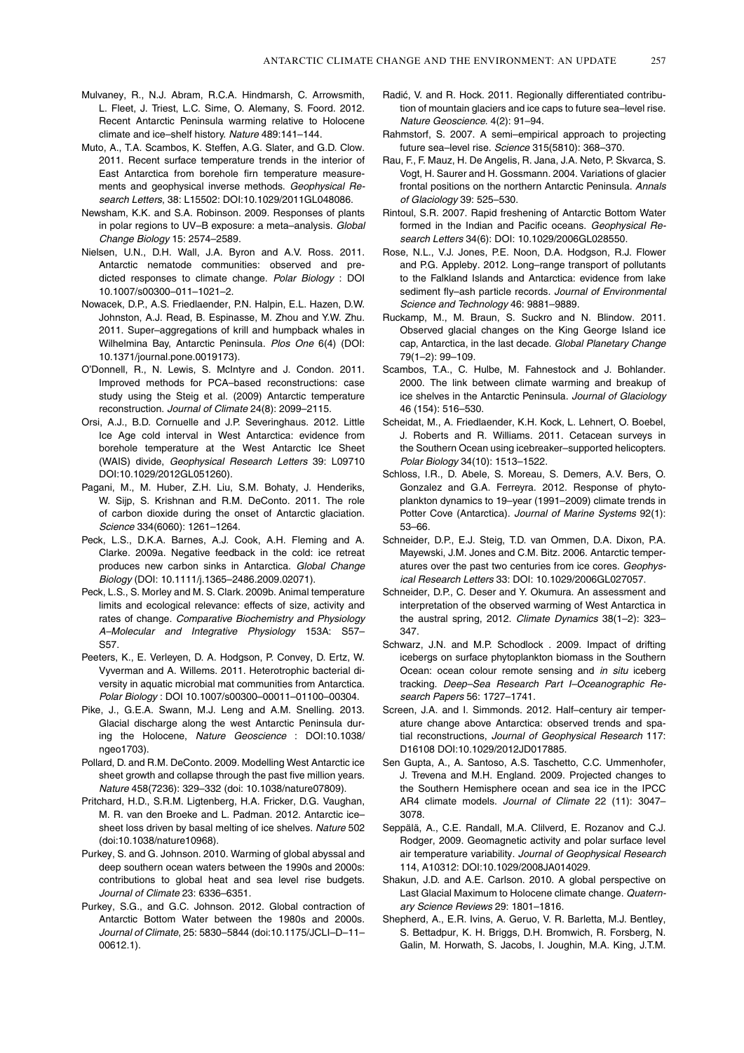Mulvaney, R., N.J. Abram, R.C.A. Hindmarsh, C. Arrowsmith, L. Fleet, J. Triest, L.C. Sime, O. Alemany, S. Foord. 2012. Recent Antarctic Peninsula warming relative to Holocene climate and ice–shelf history. *Nature* 489:141–144.

Muto, A., T.A. Scambos, K. Steffen, A.G. Slater, and G.D. Clow. 2011. Recent surface temperature trends in the interior of East Antarctica from borehole firn temperature measurements and geophysical inverse methods. *Geophysical Research Letters*, 38: L15502: DOI:10.1029/2011GL048086.

Newsham, K.K. and S.A. Robinson. 2009. Responses of plants in polar regions to UV–B exposure: a meta–analysis. *Global Change Biology* 15: 2574–2589.

Nielsen, U.N., D.H. Wall, J.A. Byron and A.V. Ross. 2011. Antarctic nematode communities: observed and predicted responses to climate change. *Polar Biology* : DOI 10.1007/s00300–011–1021–2.

Nowacek, D.P., A.S. Friedlaender, P.N. Halpin, E.L. Hazen, D.W. Johnston, A.J. Read, B. Espinasse, M. Zhou and Y.W. Zhu. 2011. Super–aggregations of krill and humpback whales in Wilhelmina Bay, Antarctic Peninsula. *Plos One* 6(4) (DOI: 10.1371/journal.pone.0019173).

O'Donnell, R., N. Lewis, S. McIntyre and J. Condon. 2011. Improved methods for PCA–based reconstructions: case study using the Steig et al. (2009) Antarctic temperature reconstruction. *Journal of Climate* 24(8): 2099–2115.

Orsi, A.J., B.D. Cornuelle and J.P. Severinghaus. 2012. Little Ice Age cold interval in West Antarctica: evidence from borehole temperature at the West Antarctic Ice Sheet (WAIS) divide, *Geophysical Research Letters* 39: L09710 DOI:10.1029/2012GL051260).

Pagani, M., M. Huber, Z.H. Liu, S.M. Bohaty, J. Henderiks, W. Sijp, S. Krishnan and R.M. DeConto. 2011. The role of carbon dioxide during the onset of Antarctic glaciation. *Science* 334(6060): 1261–1264.

Peck, L.S., D.K.A. Barnes, A.J. Cook, A.H. Fleming and A. Clarke. 2009a. Negative feedback in the cold: ice retreat produces new carbon sinks in Antarctica. *Global Change Biology* (DOI: 10.1111/j.1365–2486.2009.02071).

Peck, L.S., S. Morley and M. S. Clark. 2009b. Animal temperature limits and ecological relevance: effects of size, activity and rates of change. *Comparative Biochemistry and Physiology A–Molecular and Integrative Physiology* 153A: S57–S57.

Peeters, K., E. Verleyen, D. A. Hodgson, P. Convey, D. Ertz, W. Vyverman and A. Willems. 2011. Heterotrophic bacterial diversity in aquatic microbial mat communities from Antarctica. *Polar Biology* : DOI 10.1007/s00300–00011–01100–00304.

Pike, J., G.E.A. Swann, M.J. Leng and A.M. Snelling. 2013. Glacial discharge along the west Antarctic Peninsula during the Holocene, *Nature Geoscience* : DOI:10.1038/ngeo1703).

Pollard, D. and R.M. DeConto. 2009. Modelling West Antarctic ice sheet growth and collapse through the past five million years. *Nature* 458(7236): 329–332 (doi: 10.1038/nature07809).

Pritchard, H.D., S.R.M. Ligtenberg, H.A. Fricker, D.G. Vaughan, M. R. van den Broeke and L. Padman. 2012. Antarctic ice–sheet loss driven by basal melting of ice shelves. *Nature* 502 (doi:10.1038/nature10968).

Purkey, S. and G. Johnson. 2010. Warming of global abyssal and deep southern ocean waters between the 1990s and 2000s: contributions to global heat and sea level rise budgets. *Journal of Climate* 23: 6336–6351.

Purkey, S.G., and G.C. Johnson. 2012. Global contraction of Antarctic Bottom Water between the 1980s and 2000s. *Journal of Climate*, 25: 5830–5844 (doi:10.1175/JCLI–D–11–00612.1).

Radić, V. and R. Hock. 2011. Regionally differentiated contribution of mountain glaciers and ice caps to future sea–level rise. *Nature Geoscience.* 4(2): 91–94.

Rahmstorf, S. 2007. A semi–empirical approach to projecting future sea–level rise. *Science* 315(5810): 368–370.

Rau, F., F. Mauz, H. De Angelis, R. Jana, J.A. Neto, P. Skvarca, S. Vogt, H. Saurer and H. Gossmann. 2004. Variations of glacier frontal positions on the northern Antarctic Peninsula. *Annals of Glaciology* 39: 525–530.

Rintoul, S.R. 2007. Rapid freshening of Antarctic Bottom Water formed in the Indian and Pacific oceans. *Geophysical Research Letters* 34(6): DOI: 10.1029/2006GL028550.

Rose, N.L., V.J. Jones, P.E. Noon, D.A. Hodgson, R.J. Flower and P.G. Appleby. 2012. Long–range transport of pollutants to the Falkland Islands and Antarctica: evidence from lake sediment fly–ash particle records. *Journal of Environmental Science and Technology* 46: 9881–9889.

Ruckamp, M., M. Braun, S. Suckro and N. Blindow. 2011. Observed glacial changes on the King George Island ice cap, Antarctica, in the last decade. *Global Planetary Change* 79(1–2): 99–109.

Scambos, T.A., C. Hulbe, M. Fahnestock and J. Bohlander. 2000. The link between climate warming and breakup of ice shelves in the Antarctic Peninsula. *Journal of Glaciology* 46 (154): 516–530.

Scheidat, M., A. Friedlaender, K.H. Kock, L. Lehnert, O. Boebel, J. Roberts and R. Williams. 2011. Cetacean surveys in the Southern Ocean using icebreaker–supported helicopters. *Polar Biology* 34(10): 1513–1522.

Schloss, I.R., D. Abele, S. Moreau, S. Demers, A.V. Bers, O. Gonzalez and G.A. Ferreyra. 2012. Response of phytoplankton dynamics to 19–year (1991–2009) climate trends in Potter Cove (Antarctica). *Journal of Marine Systems* 92(1): 53–66.

Schneider, D.P., E.J. Steig, T.D. van Ommen, D.A. Dixon, P.A. Mayewski, J.M. Jones and C.M. Bitz. 2006. Antarctic temperatures over the past two centuries from ice cores. *Geophysical Research Letters* 33: DOI: 10.1029/2006GL027057.

Schneider, D.P., C. Deser and Y. Okumura. An assessment and interpretation of the observed warming of West Antarctica in the austral spring, 2012. *Climate Dynamics* 38(1–2): 323–347.

Schwarz, J.N. and M.P. Schodlock . 2009. Impact of drifting icebergs on surface phytoplankton biomass in the Southern Ocean: ocean colour remote sensing and *in situ* iceberg tracking. *Deep–Sea Research Part I–Oceanographic Research Papers* 56: 1727–1741.

Screen, J.A. and I. Simmonds. 2012. Half–century air temperature change above Antarctica: observed trends and spatial reconstructions, *Journal of Geophysical Research* 117: D16108 DOI:10.1029/2012JD017885.

Sen Gupta, A., A. Santoso, A.S. Taschetto, C.C. Ummenhofer, J. Trevena and M.H. England. 2009. Projected changes to the Southern Hemisphere ocean and sea ice in the IPCC AR4 climate models. *Journal of Climate* 22 (11): 3047–3078.

Seppälä, A., C.E. Randall, M.A. Clilverd, E. Rozanov and C.J. Rodger, 2009. Geomagnetic activity and polar surface level air temperature variability. *Journal of Geophysical Research* 114, A10312: DOI:10.1029/2008JA014029.

Shakun, J.D. and A.E. Carlson. 2010. A global perspective on Last Glacial Maximum to Holocene climate change. *Quaternary Science Reviews* 29: 1801–1816.

Shepherd, A., E.R. Ivins, A. Geruo, V. R. Barletta, M.J. Bentley, S. Bettadpur, K. H. Briggs, D.H. Bromwich, R. Forsberg, N. Galin, M. Horwath, S. Jacobs, I. Joughin, M.A. King, J.T.M.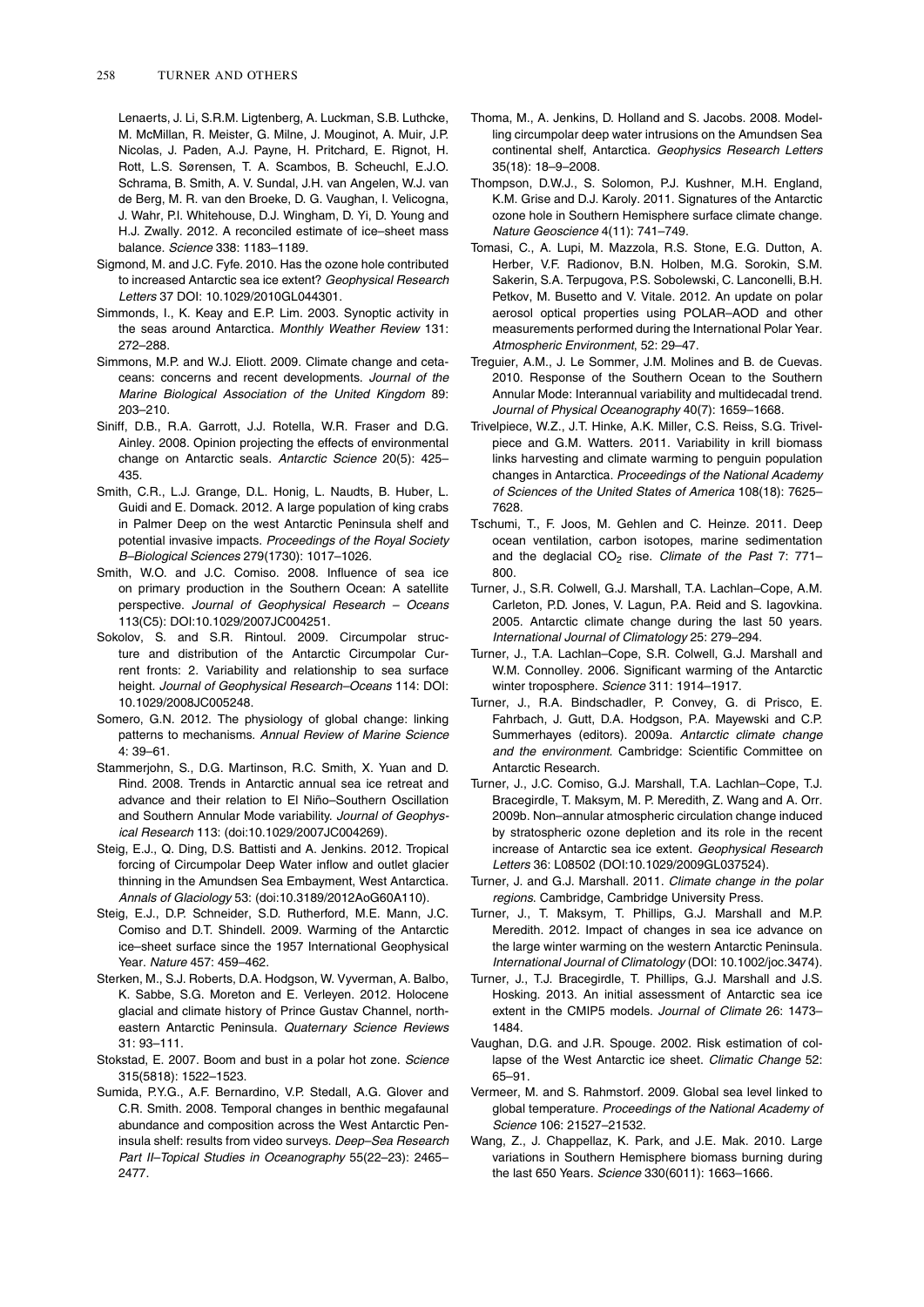Lenaerts, J. Li, S.R.M. Ligtenberg, A. Luckman, S.B. Luthcke, M. McMillan, R. Meister, G. Milne, J. Mouginot, A. Muir, J.P. Nicolas, J. Paden, A.J. Payne, H. Pritchard, E. Rignot, H. Rott, L.S. Sørensen, T. A. Scambos, B. Scheuchl, E.J.O. Schrama, B. Smith, A. V. Sundal, J.H. van Angelen, W.J. van de Berg, M. R. van den Broeke, D. G. Vaughan, I. Velicogna, J. Wahr, P.l. Whitehouse, D.J. Wingham, D. Yi, D. Young and H.J. Zwally. 2012. A reconciled estimate of ice–sheet mass balance. *Science* 338: 1183–1189.

Sigmond, M. and J.C. Fyfe. 2010. Has the ozone hole contributed to increased Antarctic sea ice extent? *Geophysical Research Letters* 37 DOI: 10.1029/2010GL044301.

Simmonds, I., K. Keay and E.P. Lim. 2003. Synoptic activity in the seas around Antarctica. *Monthly Weather Review* 131: 272–288.

Simmons, M.P. and W.J. Eliott. 2009. Climate change and cetaceans: concerns and recent developments. *Journal of the Marine Biological Association of the United Kingdom* 89: 203–210.

Siniff, D.B., R.A. Garrott, J.J. Rotella, W.R. Fraser and D.G. Ainley. 2008. Opinion projecting the effects of environmental change on Antarctic seals. *Antarctic Science* 20(5): 425–435.

Smith, C.R., L.J. Grange, D.L. Honig, L. Naudts, B. Huber, L. Guidi and E. Domack. 2012. A large population of king crabs in Palmer Deep on the west Antarctic Peninsula shelf and potential invasive impacts. *Proceedings of the Royal Society B–Biological Sciences* 279(1730): 1017–1026.

Smith, W.O. and J.C. Comiso. 2008. Influence of sea ice on primary production in the Southern Ocean: A satellite perspective. *Journal of Geophysical Research – Oceans* 113(C5): DOI:10.1029/2007JC004251.

Sokolov, S. and S.R. Rintoul. 2009. Circumpolar structure and distribution of the Antarctic Circumpolar Current fronts: 2. Variability and relationship to sea surface height. *Journal of Geophysical Research–Oceans* 114: DOI: 10.1029/2008JC005248.

Somero, G.N. 2012. The physiology of global change: linking patterns to mechanisms. *Annual Review of Marine Science* 4: 39–61.

Stammerjohn, S., D.G. Martinson, R.C. Smith, X. Yuan and D. Rind. 2008. Trends in Antarctic annual sea ice retreat and advance and their relation to El Niño–Southern Oscillation and Southern Annular Mode variability. *Journal of Geophysical Research* 113: (doi:10.1029/2007JC004269).

Steig, E.J., Q. Ding, D.S. Battisti and A. Jenkins. 2012. Tropical forcing of Circumpolar Deep Water inflow and outlet glacier thinning in the Amundsen Sea Embayment, West Antarctica. *Annals of Glaciology* 53: (doi:10.3189/2012AoG60A110).

Steig, E.J., D.P. Schneider, S.D. Rutherford, M.E. Mann, J.C. Comiso and D.T. Shindell. 2009. Warming of the Antarctic ice–sheet surface since the 1957 International Geophysical Year. *Nature* 457: 459–462.

Sterken, M., S.J. Roberts, D.A. Hodgson, W. Vyverman, A. Balbo, K. Sabbe, S.G. Moreton and E. Verleyen. 2012. Holocene glacial and climate history of Prince Gustav Channel, northeastern Antarctic Peninsula. *Quaternary Science Reviews* 31: 93–111.

Stokstad, E. 2007. Boom and bust in a polar hot zone. *Science* 315(5818): 1522–1523.

Sumida, P.Y.G., A.F. Bernardino, V.P. Stedall, A.G. Glover and C.R. Smith. 2008. Temporal changes in benthic megafaunal abundance and composition across the West Antarctic Peninsula shelf: results from video surveys. *Deep–Sea Research Part II–Topical Studies in Oceanography* 55(22–23): 2465–2477.

Thoma, M., A. Jenkins, D. Holland and S. Jacobs. 2008. Modelling circumpolar deep water intrusions on the Amundsen Sea continental shelf, Antarctica. *Geophysics Research Letters* 35(18): 18–9–2008.

Thompson, D.W.J., S. Solomon, P.J. Kushner, M.H. England, K.M. Grise and D.J. Karoly. 2011. Signatures of the Antarctic ozone hole in Southern Hemisphere surface climate change. *Nature Geoscience* 4(11): 741–749.

Tomasi, C., A. Lupi, M. Mazzola, R.S. Stone, E.G. Dutton, A. Herber, V.F. Radionov, B.N. Holben, M.G. Sorokin, S.M. Sakerin, S.A. Terpugova, P.S. Sobolewski, C. Lanconelli, B.H. Petkov, M. Busetto and V. Vitale. 2012. An update on polar aerosol optical properties using POLAR–AOD and other measurements performed during the International Polar Year. *Atmospheric Environment*, 52: 29–47.

Treguier, A.M., J. Le Sommer, J.M. Molines and B. de Cuevas. 2010. Response of the Southern Ocean to the Southern Annular Mode: Interannual variability and multidecadal trend. *Journal of Physical Oceanography* 40(7): 1659–1668.

Trivelpiece, W.Z., J.T. Hinke, A.K. Miller, C.S. Reiss, S.G. Trivelpiece and G.M. Watters. 2011. Variability in krill biomass links harvesting and climate warming to penguin population changes in Antarctica. *Proceedings of the National Academy of Sciences of the United States of America* 108(18): 7625–7628.

Tschumi, T., F. Joos, M. Gehlen and C. Heinze. 2011. Deep ocean ventilation, carbon isotopes, marine sedimentation and the deglacial $CO_2$ rise. *Climate of the Past* 7: 771–800.

Turner, J., S.R. Colwell, G.J. Marshall, T.A. Lachlan–Cope, A.M. Carleton, P.D. Jones, V. Lagun, P.A. Reid and S. Iagovkina. 2005. Antarctic climate change during the last 50 years. *International Journal of Climatology* 25: 279–294.

Turner, J., T.A. Lachlan–Cope, S.R. Colwell, G.J. Marshall and W.M. Connolley. 2006. Significant warming of the Antarctic winter troposphere. *Science* 311: 1914–1917.

Turner, J., R.A. Bindschadler, P. Convey, G. di Prisco, E. Fahrbach, J. Gutt, D.A. Hodgson, P.A. Mayewski and C.P. Summerhayes (editors). 2009a. *Antarctic climate change and the environment*. Cambridge: Scientific Committee on Antarctic Research.

Turner, J., J.C. Comiso, G.J. Marshall, T.A. Lachlan–Cope, T.J. Bracegirdle, T. Maksym, M. P. Meredith, Z. Wang and A. Orr. 2009b. Non–annular atmospheric circulation change induced by stratospheric ozone depletion and its role in the recent increase of Antarctic sea ice extent. *Geophysical Research Letters* 36: L08502 (DOI:10.1029/2009GL037524).

Turner, J. and G.J. Marshall. 2011. *Climate change in the polar regions*. Cambridge, Cambridge University Press.

Turner, J., T. Maksym, T. Phillips, G.J. Marshall and M.P. Meredith. 2012. Impact of changes in sea ice advance on the large winter warming on the western Antarctic Peninsula. *International Journal of Climatology* (DOI: 10.1002/joc.3474).

Turner, J., T.J. Bracegirdle, T. Phillips, G.J. Marshall and J.S. Hosking. 2013. An initial assessment of Antarctic sea ice extent in the CMIP5 models. *Journal of Climate* 26: 1473–1484.

Vaughan, D.G. and J.R. Spouge. 2002. Risk estimation of collapse of the West Antarctic ice sheet. *Climatic Change* 52: 65–91.

Vermeer, M. and S. Rahmstorf. 2009. Global sea level linked to global temperature. *Proceedings of the National Academy of Science* 106: 21527–21532.

Wang, Z., J. Chappellaz, K. Park, and J.E. Mak. 2010. Large variations in Southern Hemisphere biomass burning during the last 650 Years. *Science* 330(6011): 1663–1666.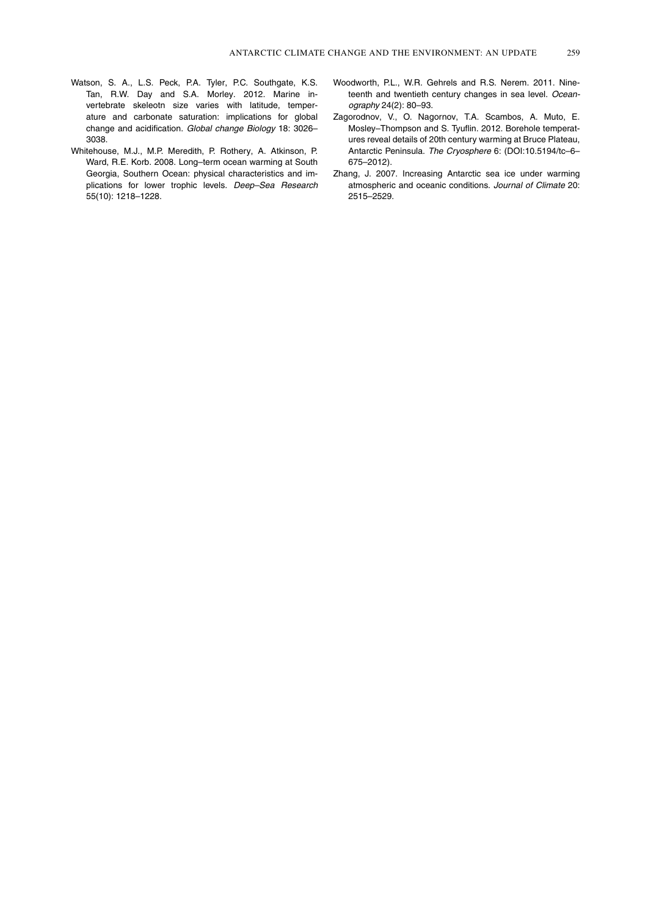Watson, S. A., L.S. Peck, P.A. Tyler, P.C. Southgate, K.S. Tan, R.W. Day and S.A. Morley. 2012. Marine invertebrate skeleotn size varies with latitude, temperature and carbonate saturation: implications for global change and acidification. *Global change Biology* 18: 3026–3038.

Whitehouse, M.J., M.P. Meredith, P. Rothery, A. Atkinson, P. Ward, R.E. Korb. 2008. Long–term ocean warming at South Georgia, Southern Ocean: physical characteristics and implications for lower trophic levels. *Deep–Sea Research* 55(10): 1218–1228.

Woodworth, P.L., W.R. Gehrels and R.S. Nerem. 2011. Nineteenth and twentieth century changes in sea level. *Oceanography* 24(2): 80–93.

Zagorodnov, V., O. Nagornov, T.A. Scambos, A. Muto, E. Mosley–Thompson and S. Tyuflin. 2012. Borehole temperatures reveal details of 20th century warming at Bruce Plateau, Antarctic Peninsula. *The Cryosphere* 6: (DOI:10.5194/tc–6–675–2012).

Zhang, J. 2007. Increasing Antarctic sea ice under warming atmospheric and oceanic conditions. *Journal of Climate* 20: 2515–2529.